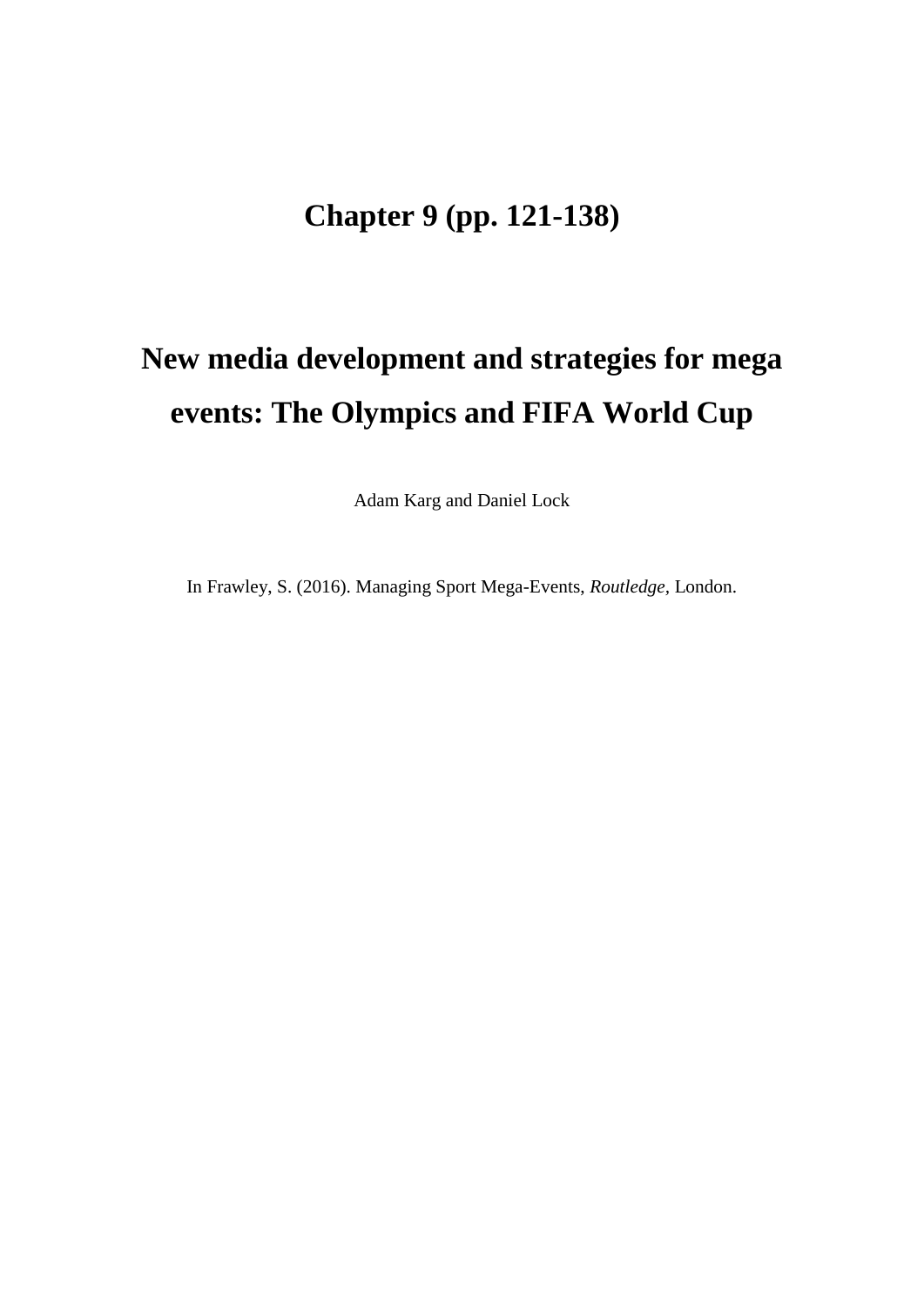# Chapter 9 (pp. 121-138)

# New media development and strategies for mega events: The Olympics and FIFA World Cup

Adam Karg and Daniel Lock

In Frawley, S. (2016). Managing Sport Mega-Events, *Routledge,* London.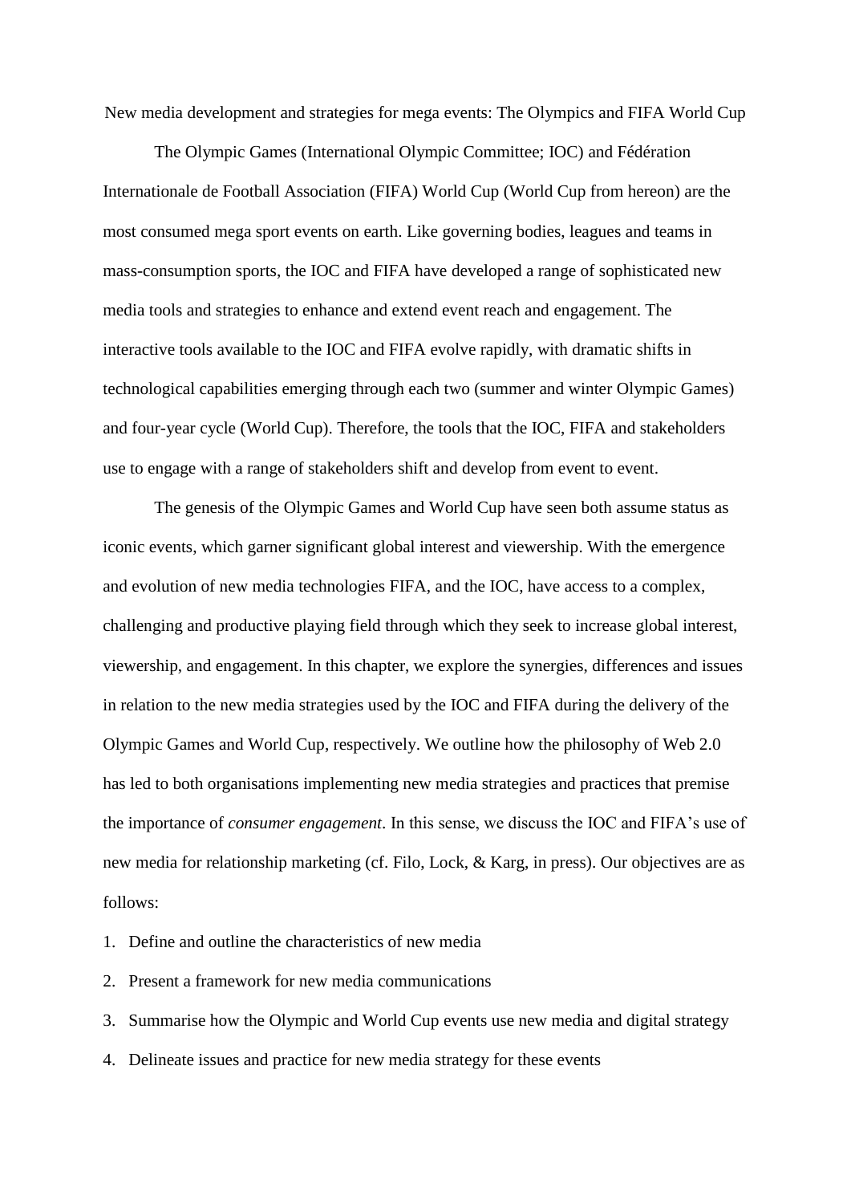# New media development and strategies for mega events: The Olympics and FIFA World Cup

The Olympic Games (International Olympic Committee; IOC) and Fédération Internationale de Football Association (FIFA) World Cup (World Cup from hereon) are the most consumed mega sport events on earth. Like governing bodies, leagues and teams in mass-consumption sports, the IOC and FIFA have developed a range of sophisticated new media tools and strategies to enhance and extend event reach and engagement. The interactive tools available to the IOC and FIFA evolve rapidly, with dramatic shifts in technological capabilities emerging through each two (summer and winter Olympic Games) and four-year cycle (World Cup). Therefore, the tools that the IOC, FIFA and stakeholders use to engage with a range of stakeholders shift and develop from event to event.

The genesis of the Olympic Games and World Cup have seen both assume status as iconic events, which garner significant global interest and viewership. With the emergence and evolution of new media technologies FIFA, and the IOC, have access to a complex, challenging and productive playing field through which they seek to increase global interest, viewership, and engagement. In this chapter, we explore the synergies, differences and issues in relation to the new media strategies used by the IOC and FIFA during the delivery of the Olympic Games and World Cup, respectively. We outline how the philosophy of Web 2.0 has led to both organisations implementing new media strategies and practices that premise the importance of *consumer engagement*. In this sense, we discuss the IOC and FIFA's use of new media for relationship marketing (cf. Filo, Lock, & Karg, in press). Our objectives are as follows:

1. Define and outline the characteristics of new media
2. Present a framework for new media communications
3. Summarise how the Olympic and World Cup events use new media and digital strategy
4. Delineate issues and practice for new media strategy for these events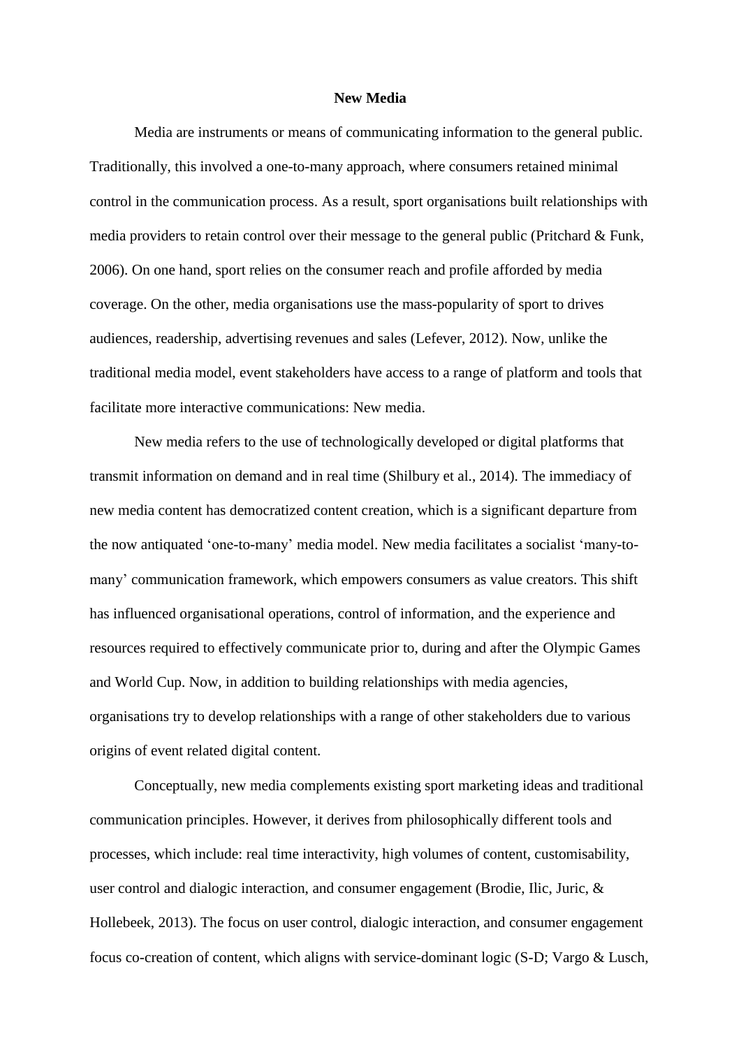**New Media**

Media are instruments or means of communicating information to the general public. Traditionally, this involved a one-to-many approach, where consumers retained minimal control in the communication process. As a result, sport organisations built relationships with media providers to retain control over their message to the general public (Pritchard & Funk, 2006). On one hand, sport relies on the consumer reach and profile afforded by media coverage. On the other, media organisations use the mass-popularity of sport to drives audiences, readership, advertising revenues and sales (Lefever, 2012). Now, unlike the traditional media model, event stakeholders have access to a range of platform and tools that facilitate more interactive communications: New media.

New media refers to the use of technologically developed or digital platforms that transmit information on demand and in real time (Shilbury et al., 2014). The immediacy of new media content has democratized content creation, which is a significant departure from the now antiquated 'one-to-many' media model. New media facilitates a socialist 'many-to-many' communication framework, which empowers consumers as value creators. This shift has influenced organisational operations, control of information, and the experience and resources required to effectively communicate prior to, during and after the Olympic Games and World Cup. Now, in addition to building relationships with media agencies, organisations try to develop relationships with a range of other stakeholders due to various origins of event related digital content.

Conceptually, new media complements existing sport marketing ideas and traditional communication principles. However, it derives from philosophically different tools and processes, which include: real time interactivity, high volumes of content, customisability, user control and dialogic interaction, and consumer engagement (Brodie, Ilic, Juric, & Hollebeek, 2013). The focus on user control, dialogic interaction, and consumer engagement focus co-creation of content, which aligns with service-dominant logic (S-D; Vargo & Lusch,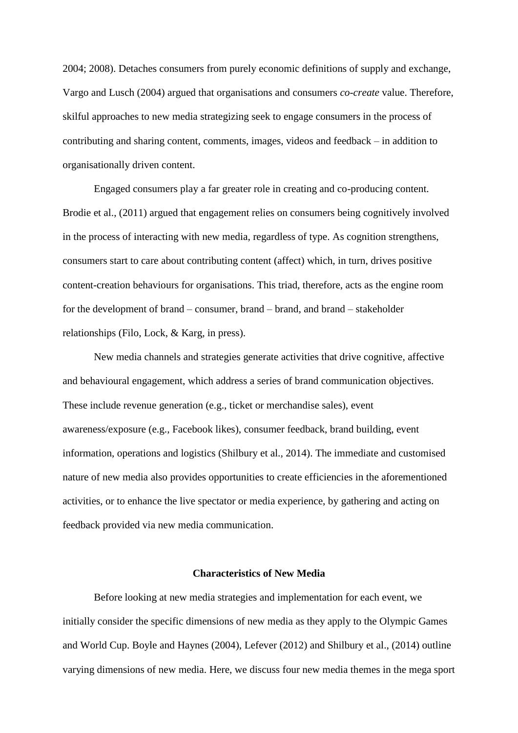2004; 2008). Detaches consumers from purely economic definitions of supply and exchange, Vargo and Lusch (2004) argued that organisations and consumers *co-create* value. Therefore, skilful approaches to new media strategizing seek to engage consumers in the process of contributing and sharing content, comments, images, videos and feedback – in addition to organisationally driven content.

Engaged consumers play a far greater role in creating and co-producing content. Brodie et al., (2011) argued that engagement relies on consumers being cognitively involved in the process of interacting with new media, regardless of type. As cognition strengthens, consumers start to care about contributing content (affect) which, in turn, drives positive content-creation behaviours for organisations. This triad, therefore, acts as the engine room for the development of brand – consumer, brand – brand, and brand – stakeholder relationships (Filo, Lock, & Karg, in press).

New media channels and strategies generate activities that drive cognitive, affective and behavioural engagement, which address a series of brand communication objectives. These include revenue generation (e.g., ticket or merchandise sales), event awareness/exposure (e.g., Facebook likes), consumer feedback, brand building, event information, operations and logistics (Shilbury et al., 2014). The immediate and customised nature of new media also provides opportunities to create efficiencies in the aforementioned activities, or to enhance the live spectator or media experience, by gathering and acting on feedback provided via new media communication.

## Characteristics of New Media

Before looking at new media strategies and implementation for each event, we initially consider the specific dimensions of new media as they apply to the Olympic Games and World Cup. Boyle and Haynes (2004), Lefever (2012) and Shilbury et al., (2014) outline varying dimensions of new media. Here, we discuss four new media themes in the mega sport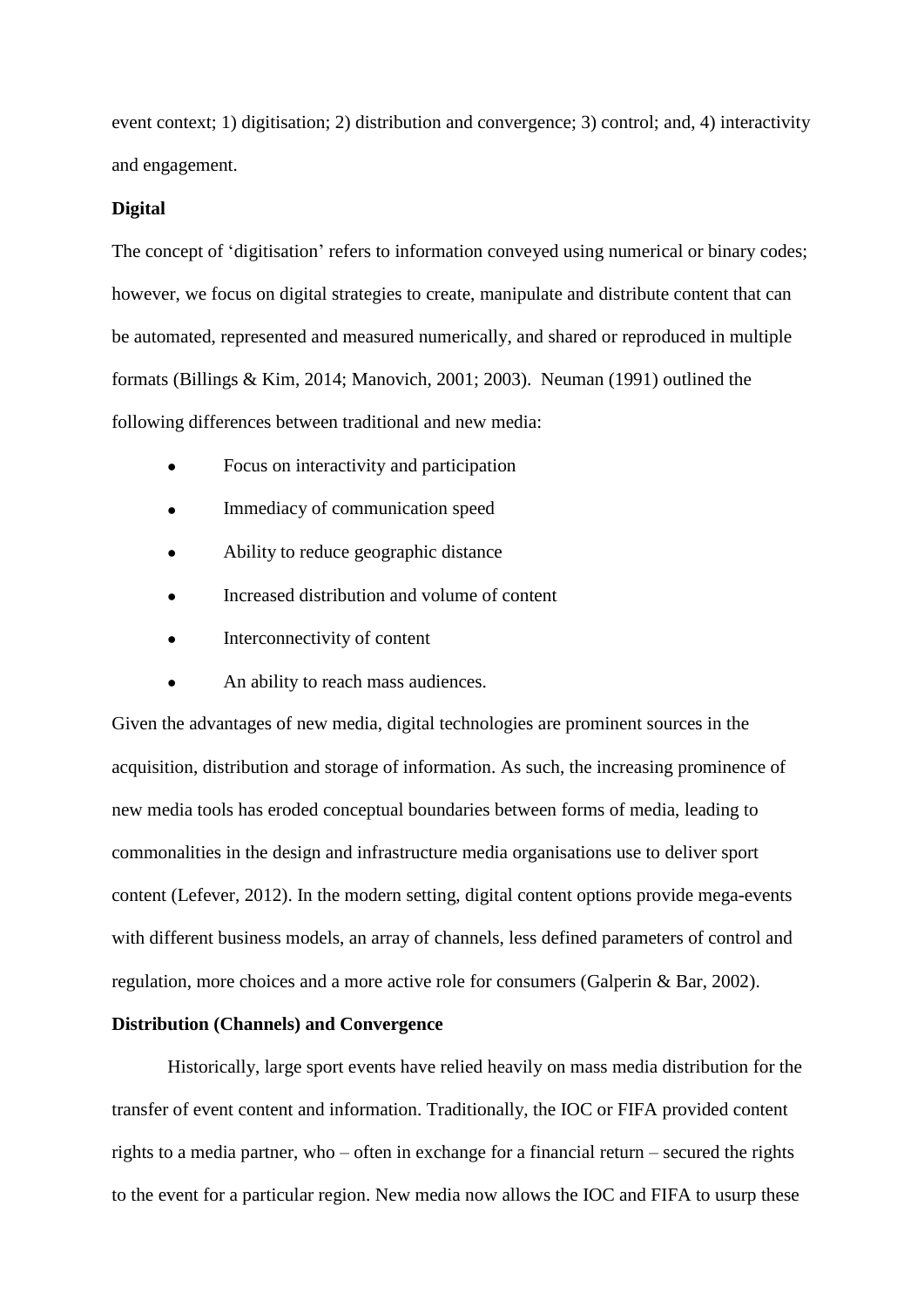event context; 1) digitisation; 2) distribution and convergence; 3) control; and, 4) interactivity and engagement.

**Digital**

The concept of 'digitisation' refers to information conveyed using numerical or binary codes; however, we focus on digital strategies to create, manipulate and distribute content that can be automated, represented and measured numerically, and shared or reproduced in multiple formats (Billings & Kim, 2014; Manovich, 2001; 2003). Neuman (1991) outlined the following differences between traditional and new media:

- Focus on interactivity and participation
- Immediacy of communication speed
- Ability to reduce geographic distance
- Increased distribution and volume of content
- Interconnectivity of content
- An ability to reach mass audiences.

Given the advantages of new media, digital technologies are prominent sources in the acquisition, distribution and storage of information. As such, the increasing prominence of new media tools has eroded conceptual boundaries between forms of media, leading to commonalities in the design and infrastructure media organisations use to deliver sport content (Lefever, 2012). In the modern setting, digital content options provide mega-events with different business models, an array of channels, less defined parameters of control and regulation, more choices and a more active role for consumers (Galperin & Bar, 2002).

**Distribution (Channels) and Convergence**

Historically, large sport events have relied heavily on mass media distribution for the transfer of event content and information. Traditionally, the IOC or FIFA provided content rights to a media partner, who – often in exchange for a financial return – secured the rights to the event for a particular region. New media now allows the IOC and FIFA to usurp these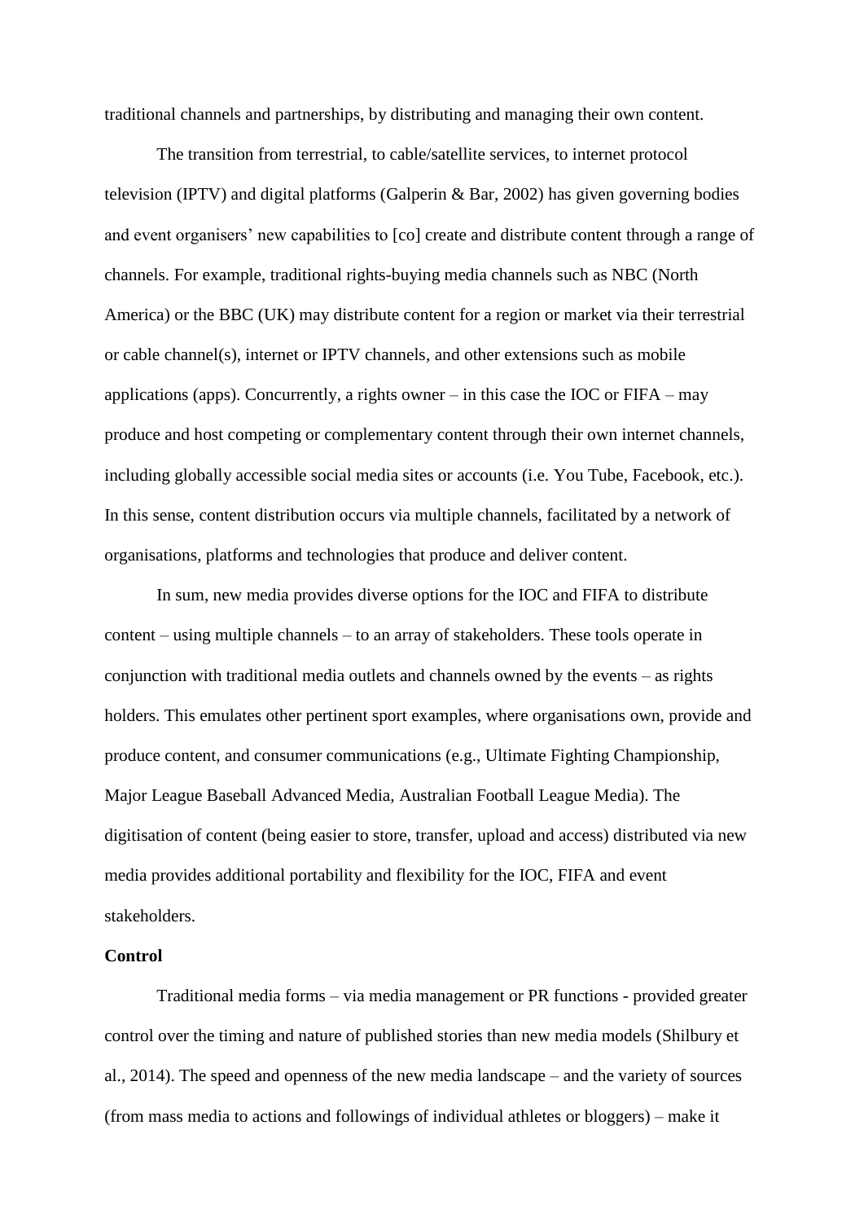traditional channels and partnerships, by distributing and managing their own content.

The transition from terrestrial, to cable/satellite services, to internet protocol television (IPTV) and digital platforms (Galperin & Bar, 2002) has given governing bodies and event organisers' new capabilities to [co] create and distribute content through a range of channels. For example, traditional rights-buying media channels such as NBC (North America) or the BBC (UK) may distribute content for a region or market via their terrestrial or cable channel(s), internet or IPTV channels, and other extensions such as mobile applications (apps). Concurrently, a rights owner – in this case the IOC or FIFA – may produce and host competing or complementary content through their own internet channels, including globally accessible social media sites or accounts (i.e. You Tube, Facebook, etc.). In this sense, content distribution occurs via multiple channels, facilitated by a network of organisations, platforms and technologies that produce and deliver content.

In sum, new media provides diverse options for the IOC and FIFA to distribute content – using multiple channels – to an array of stakeholders. These tools operate in conjunction with traditional media outlets and channels owned by the events – as rights holders. This emulates other pertinent sport examples, where organisations own, provide and produce content, and consumer communications (e.g., Ultimate Fighting Championship, Major League Baseball Advanced Media, Australian Football League Media). The digitisation of content (being easier to store, transfer, upload and access) distributed via new media provides additional portability and flexibility for the IOC, FIFA and event stakeholders.

**Control**

Traditional media forms – via media management or PR functions - provided greater control over the timing and nature of published stories than new media models (Shilbury et al., 2014). The speed and openness of the new media landscape – and the variety of sources (from mass media to actions and followings of individual athletes or bloggers) – make it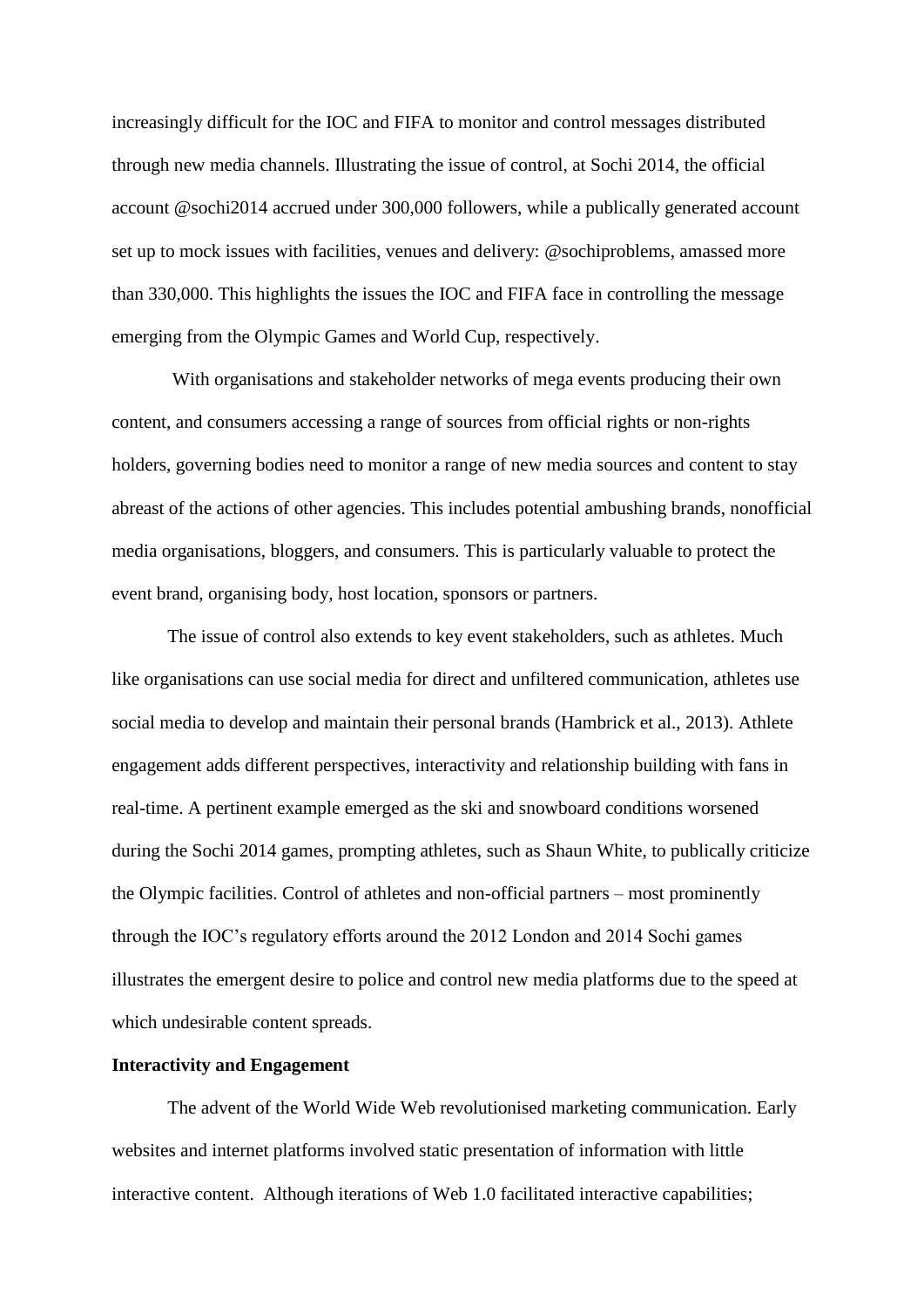increasingly difficult for the IOC and FIFA to monitor and control messages distributed through new media channels. Illustrating the issue of control, at Sochi 2014, the official account @sochi2014 accrued under 300,000 followers, while a publically generated account set up to mock issues with facilities, venues and delivery: @sochiproblems, amassed more than 330,000. This highlights the issues the IOC and FIFA face in controlling the message emerging from the Olympic Games and World Cup, respectively.

With organisations and stakeholder networks of mega events producing their own content, and consumers accessing a range of sources from official rights or non-rights holders, governing bodies need to monitor a range of new media sources and content to stay abreast of the actions of other agencies. This includes potential ambushing brands, nonofficial media organisations, bloggers, and consumers. This is particularly valuable to protect the event brand, organising body, host location, sponsors or partners.

The issue of control also extends to key event stakeholders, such as athletes. Much like organisations can use social media for direct and unfiltered communication, athletes use social media to develop and maintain their personal brands (Hambrick et al., 2013). Athlete engagement adds different perspectives, interactivity and relationship building with fans in real-time. A pertinent example emerged as the ski and snowboard conditions worsened during the Sochi 2014 games, prompting athletes, such as Shaun White, to publically criticize the Olympic facilities. Control of athletes and non-official partners – most prominently through the IOC's regulatory efforts around the 2012 London and 2014 Sochi games illustrates the emergent desire to police and control new media platforms due to the speed at which undesirable content spreads.

**Interactivity and Engagement**

The advent of the World Wide Web revolutionised marketing communication. Early websites and internet platforms involved static presentation of information with little interactive content. Although iterations of Web 1.0 facilitated interactive capabilities;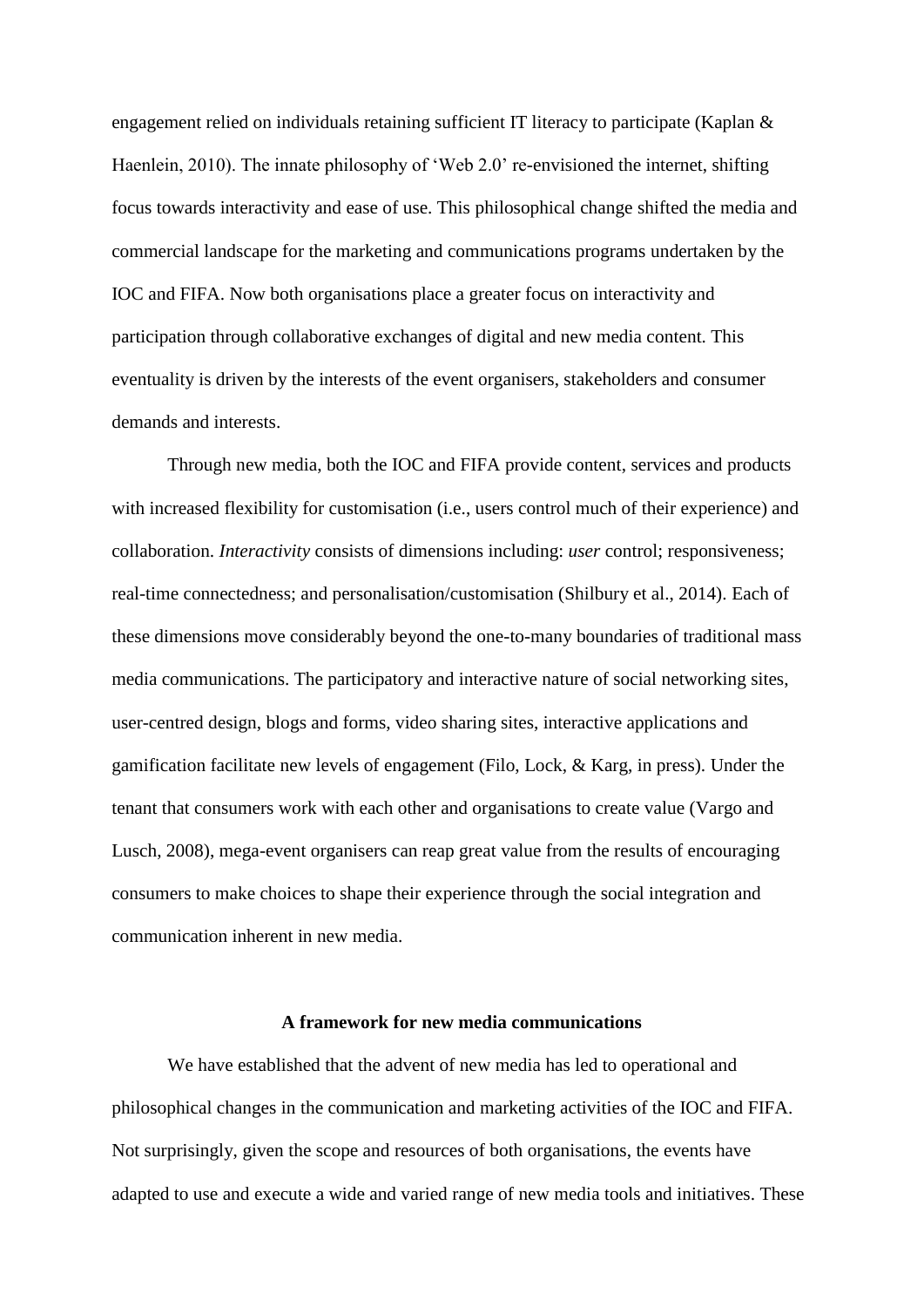engagement relied on individuals retaining sufficient IT literacy to participate (Kaplan & Haenlein, 2010). The innate philosophy of 'Web 2.0' re-envisioned the internet, shifting focus towards interactivity and ease of use. This philosophical change shifted the media and commercial landscape for the marketing and communications programs undertaken by the IOC and FIFA. Now both organisations place a greater focus on interactivity and participation through collaborative exchanges of digital and new media content. This eventuality is driven by the interests of the event organisers, stakeholders and consumer demands and interests.

Through new media, both the IOC and FIFA provide content, services and products with increased flexibility for customisation (i.e., users control much of their experience) and collaboration. *Interactivity* consists of dimensions including: *user* control; responsiveness; real-time connectedness; and personalisation/customisation (Shilbury et al., 2014). Each of these dimensions move considerably beyond the one-to-many boundaries of traditional mass media communications. The participatory and interactive nature of social networking sites, user-centred design, blogs and forms, video sharing sites, interactive applications and gamification facilitate new levels of engagement (Filo, Lock, & Karg, in press). Under the tenant that consumers work with each other and organisations to create value (Vargo and Lusch, 2008), mega-event organisers can reap great value from the results of encouraging consumers to make choices to shape their experience through the social integration and communication inherent in new media.

## A framework for new media communications

We have established that the advent of new media has led to operational and philosophical changes in the communication and marketing activities of the IOC and FIFA. Not surprisingly, given the scope and resources of both organisations, the events have adapted to use and execute a wide and varied range of new media tools and initiatives. These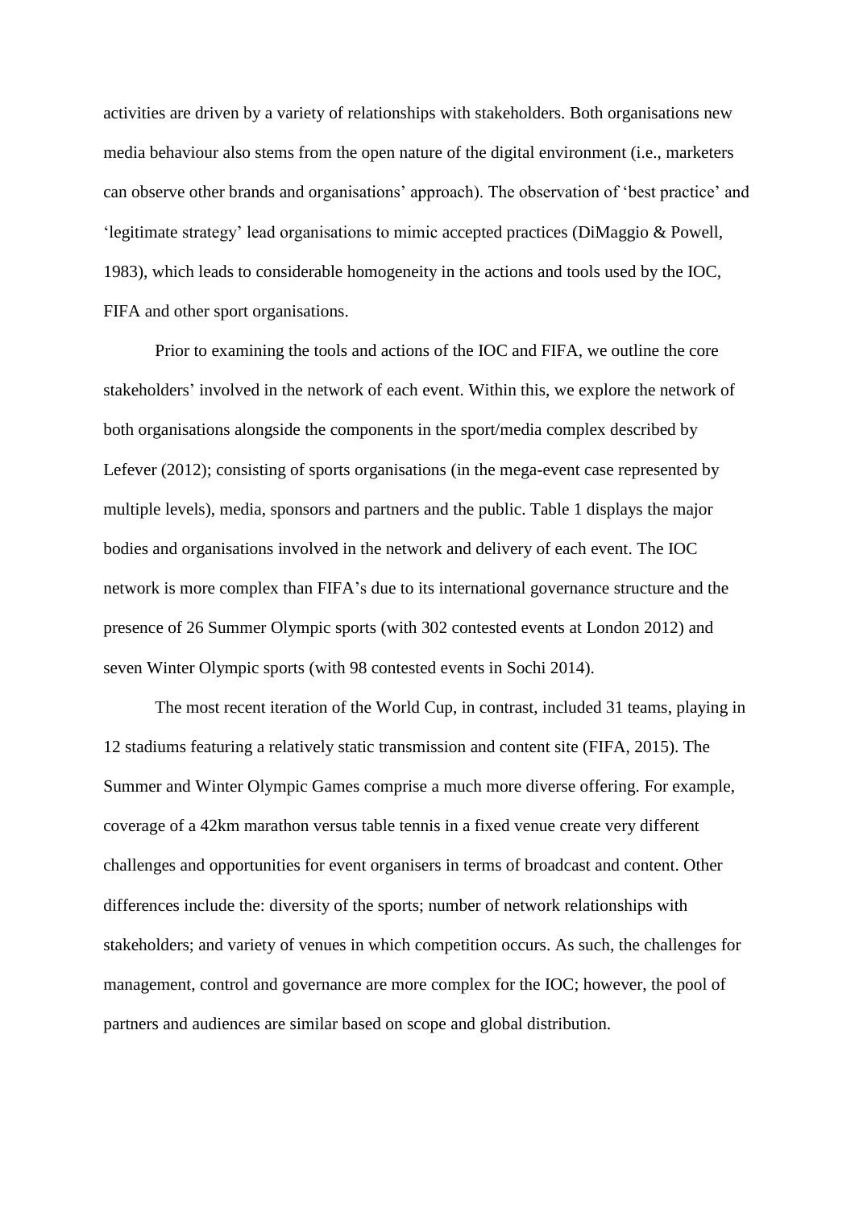activities are driven by a variety of relationships with stakeholders. Both organisations new media behaviour also stems from the open nature of the digital environment (i.e., marketers can observe other brands and organisations' approach). The observation of 'best practice' and 'legitimate strategy' lead organisations to mimic accepted practices (DiMaggio & Powell, 1983), which leads to considerable homogeneity in the actions and tools used by the IOC, FIFA and other sport organisations.

Prior to examining the tools and actions of the IOC and FIFA, we outline the core stakeholders' involved in the network of each event. Within this, we explore the network of both organisations alongside the components in the sport/media complex described by Lefever (2012); consisting of sports organisations (in the mega-event case represented by multiple levels), media, sponsors and partners and the public. Table 1 displays the major bodies and organisations involved in the network and delivery of each event. The IOC network is more complex than FIFA's due to its international governance structure and the presence of 26 Summer Olympic sports (with 302 contested events at London 2012) and seven Winter Olympic sports (with 98 contested events in Sochi 2014).

The most recent iteration of the World Cup, in contrast, included 31 teams, playing in 12 stadiums featuring a relatively static transmission and content site (FIFA, 2015). The Summer and Winter Olympic Games comprise a much more diverse offering. For example, coverage of a 42km marathon versus table tennis in a fixed venue create very different challenges and opportunities for event organisers in terms of broadcast and content. Other differences include the: diversity of the sports; number of network relationships with stakeholders; and variety of venues in which competition occurs. As such, the challenges for management, control and governance are more complex for the IOC; however, the pool of partners and audiences are similar based on scope and global distribution.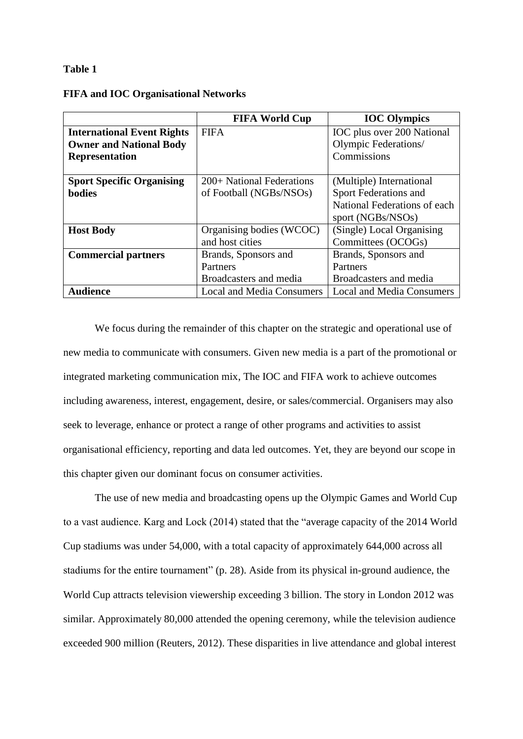**Table 1**

**FIFA and IOC Organisational Networks**

| | **FIFA World Cup** | **IOC Olympics** |
|---|---|---|
| **International Event Rights Owner and National Body Representation** | FIFA | IOC plus over 200 National Olympic Federations/ Commissions |
| **Sport Specific Organising bodies** | 200+ National Federations of Football (NGBs/NSOs) | (Multiple) International Sport Federations and National Federations of each sport (NGBs/NSOs) |
| **Host Body** | Organising bodies (WCOC) and host cities | (Single) Local Organising Committees (OCOGs) |
| **Commercial partners** | Brands, Sponsors and Partners<br>Broadcasters and media | Brands, Sponsors and Partners<br>Broadcasters and media |
| **Audience** | Local and Media Consumers | Local and Media Consumers |

We focus during the remainder of this chapter on the strategic and operational use of new media to communicate with consumers. Given new media is a part of the promotional or integrated marketing communication mix, The IOC and FIFA work to achieve outcomes including awareness, interest, engagement, desire, or sales/commercial. Organisers may also seek to leverage, enhance or protect a range of other programs and activities to assist organisational efficiency, reporting and data led outcomes. Yet, they are beyond our scope in this chapter given our dominant focus on consumer activities.

The use of new media and broadcasting opens up the Olympic Games and World Cup to a vast audience. Karg and Lock (2014) stated that the "average capacity of the 2014 World Cup stadiums was under 54,000, with a total capacity of approximately 644,000 across all stadiums for the entire tournament" (p. 28). Aside from its physical in-ground audience, the World Cup attracts television viewership exceeding 3 billion. The story in London 2012 was similar. Approximately 80,000 attended the opening ceremony, while the television audience exceeded 900 million (Reuters, 2012). These disparities in live attendance and global interest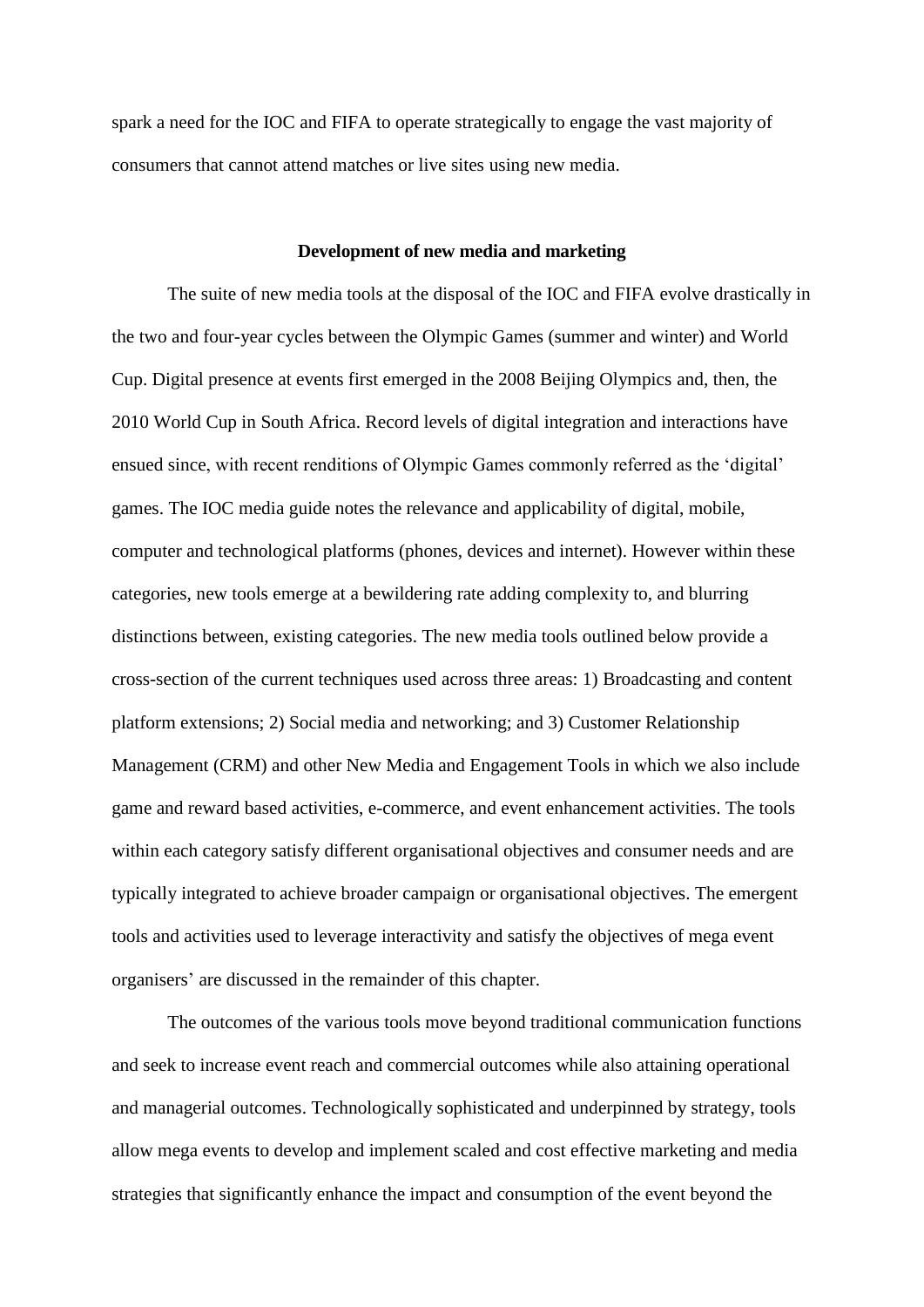spark a need for the IOC and FIFA to operate strategically to engage the vast majority of consumers that cannot attend matches or live sites using new media.

## Development of new media and marketing

The suite of new media tools at the disposal of the IOC and FIFA evolve drastically in the two and four-year cycles between the Olympic Games (summer and winter) and World Cup. Digital presence at events first emerged in the 2008 Beijing Olympics and, then, the 2010 World Cup in South Africa. Record levels of digital integration and interactions have ensued since, with recent renditions of Olympic Games commonly referred as the 'digital' games. The IOC media guide notes the relevance and applicability of digital, mobile, computer and technological platforms (phones, devices and internet). However within these categories, new tools emerge at a bewildering rate adding complexity to, and blurring distinctions between, existing categories. The new media tools outlined below provide a cross-section of the current techniques used across three areas: 1) Broadcasting and content platform extensions; 2) Social media and networking; and 3) Customer Relationship Management (CRM) and other New Media and Engagement Tools in which we also include game and reward based activities, e-commerce, and event enhancement activities. The tools within each category satisfy different organisational objectives and consumer needs and are typically integrated to achieve broader campaign or organisational objectives. The emergent tools and activities used to leverage interactivity and satisfy the objectives of mega event organisers' are discussed in the remainder of this chapter.

The outcomes of the various tools move beyond traditional communication functions and seek to increase event reach and commercial outcomes while also attaining operational and managerial outcomes. Technologically sophisticated and underpinned by strategy, tools allow mega events to develop and implement scaled and cost effective marketing and media strategies that significantly enhance the impact and consumption of the event beyond the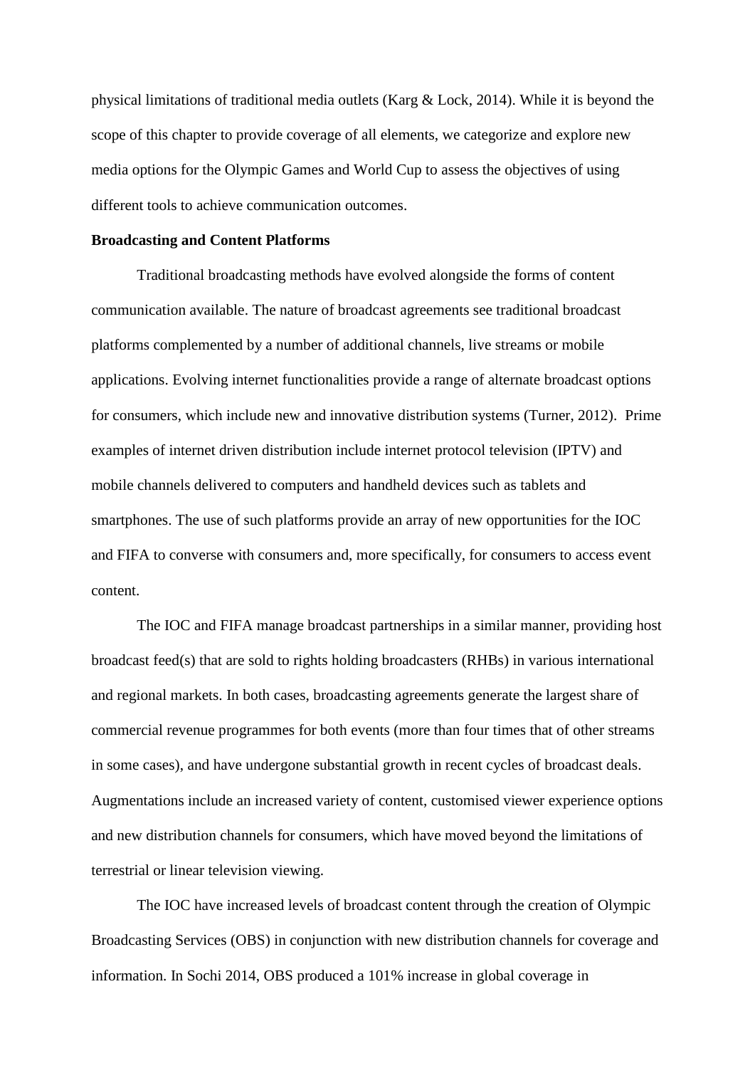physical limitations of traditional media outlets (Karg & Lock, 2014). While it is beyond the scope of this chapter to provide coverage of all elements, we categorize and explore new media options for the Olympic Games and World Cup to assess the objectives of using different tools to achieve communication outcomes.

**Broadcasting and Content Platforms**

Traditional broadcasting methods have evolved alongside the forms of content communication available. The nature of broadcast agreements see traditional broadcast platforms complemented by a number of additional channels, live streams or mobile applications. Evolving internet functionalities provide a range of alternate broadcast options for consumers, which include new and innovative distribution systems (Turner, 2012). Prime examples of internet driven distribution include internet protocol television (IPTV) and mobile channels delivered to computers and handheld devices such as tablets and smartphones. The use of such platforms provide an array of new opportunities for the IOC and FIFA to converse with consumers and, more specifically, for consumers to access event content.

The IOC and FIFA manage broadcast partnerships in a similar manner, providing host broadcast feed(s) that are sold to rights holding broadcasters (RHBs) in various international and regional markets. In both cases, broadcasting agreements generate the largest share of commercial revenue programmes for both events (more than four times that of other streams in some cases), and have undergone substantial growth in recent cycles of broadcast deals. Augmentations include an increased variety of content, customised viewer experience options and new distribution channels for consumers, which have moved beyond the limitations of terrestrial or linear television viewing.

The IOC have increased levels of broadcast content through the creation of Olympic Broadcasting Services (OBS) in conjunction with new distribution channels for coverage and information. In Sochi 2014, OBS produced a 101% increase in global coverage in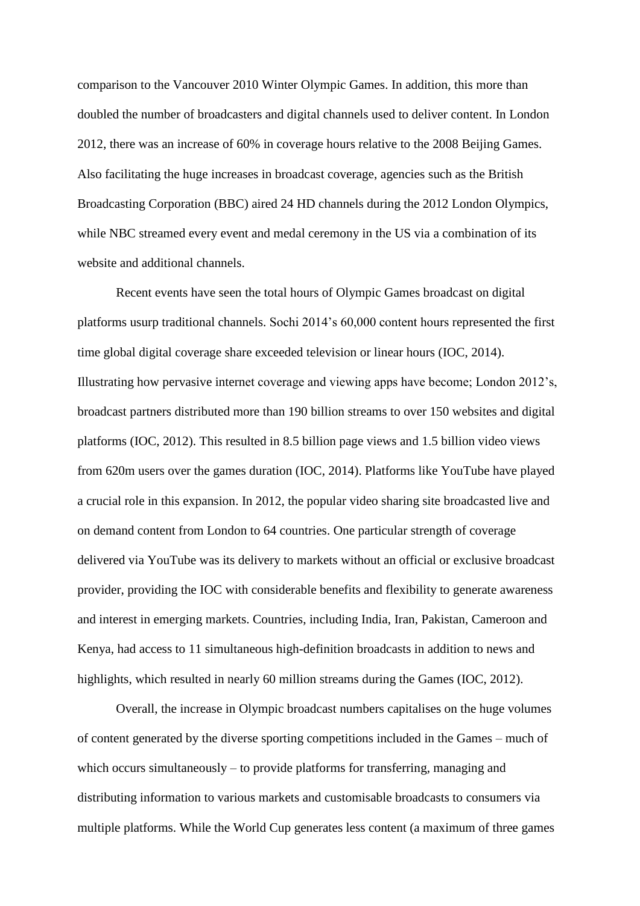comparison to the Vancouver 2010 Winter Olympic Games. In addition, this more than doubled the number of broadcasters and digital channels used to deliver content. In London 2012, there was an increase of 60% in coverage hours relative to the 2008 Beijing Games. Also facilitating the huge increases in broadcast coverage, agencies such as the British Broadcasting Corporation (BBC) aired 24 HD channels during the 2012 London Olympics, while NBC streamed every event and medal ceremony in the US via a combination of its website and additional channels.

Recent events have seen the total hours of Olympic Games broadcast on digital platforms usurp traditional channels. Sochi 2014's 60,000 content hours represented the first time global digital coverage share exceeded television or linear hours (IOC, 2014). Illustrating how pervasive internet coverage and viewing apps have become; London 2012's, broadcast partners distributed more than 190 billion streams to over 150 websites and digital platforms (IOC, 2012). This resulted in 8.5 billion page views and 1.5 billion video views from 620m users over the games duration (IOC, 2014). Platforms like YouTube have played a crucial role in this expansion. In 2012, the popular video sharing site broadcasted live and on demand content from London to 64 countries. One particular strength of coverage delivered via YouTube was its delivery to markets without an official or exclusive broadcast provider, providing the IOC with considerable benefits and flexibility to generate awareness and interest in emerging markets. Countries, including India, Iran, Pakistan, Cameroon and Kenya, had access to 11 simultaneous high-definition broadcasts in addition to news and highlights, which resulted in nearly 60 million streams during the Games (IOC, 2012).

Overall, the increase in Olympic broadcast numbers capitalises on the huge volumes of content generated by the diverse sporting competitions included in the Games – much of which occurs simultaneously – to provide platforms for transferring, managing and distributing information to various markets and customisable broadcasts to consumers via multiple platforms. While the World Cup generates less content (a maximum of three games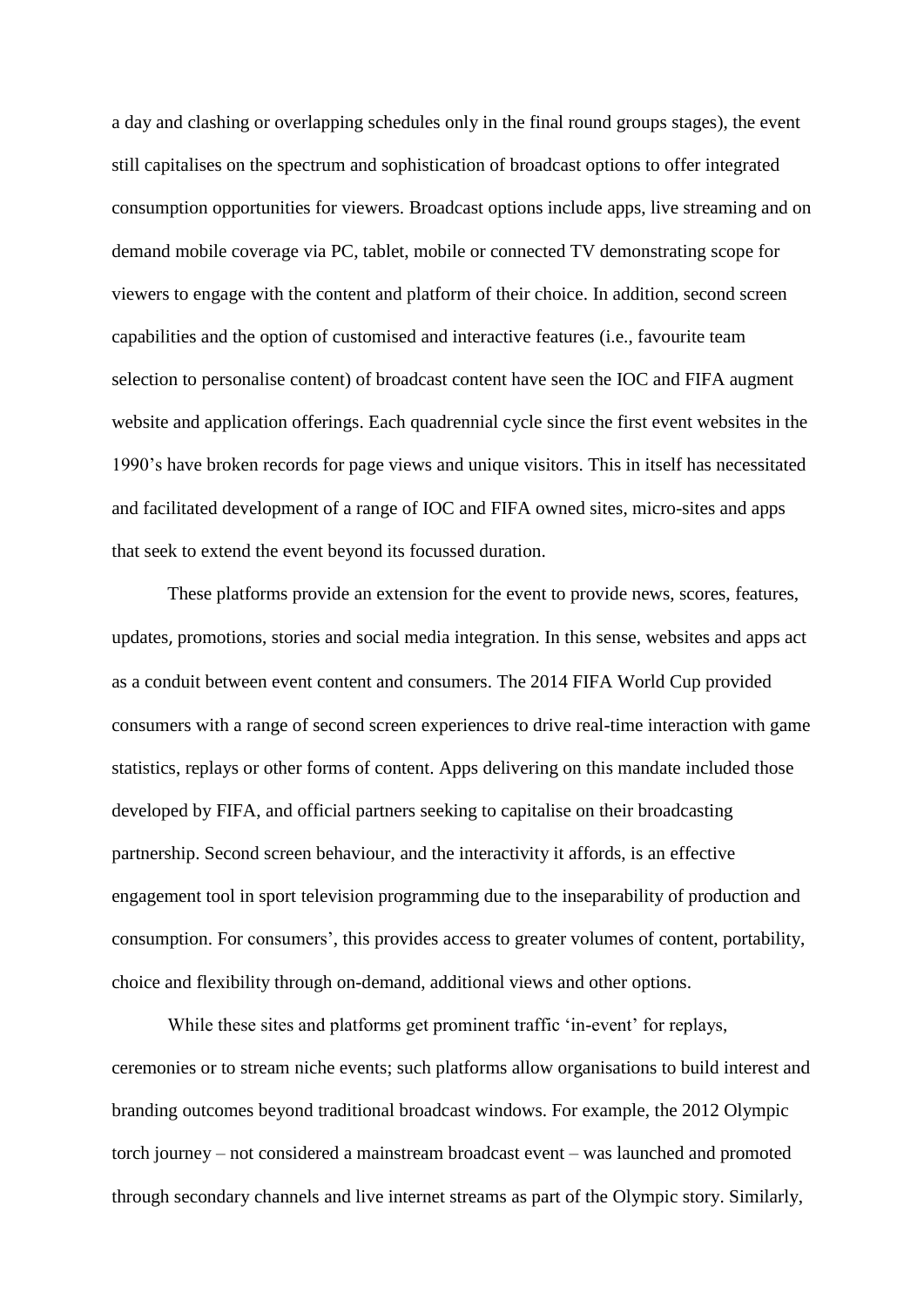a day and clashing or overlapping schedules only in the final round groups stages), the event still capitalises on the spectrum and sophistication of broadcast options to offer integrated consumption opportunities for viewers. Broadcast options include apps, live streaming and on demand mobile coverage via PC, tablet, mobile or connected TV demonstrating scope for viewers to engage with the content and platform of their choice. In addition, second screen capabilities and the option of customised and interactive features (i.e., favourite team selection to personalise content) of broadcast content have seen the IOC and FIFA augment website and application offerings. Each quadrennial cycle since the first event websites in the 1990's have broken records for page views and unique visitors. This in itself has necessitated and facilitated development of a range of IOC and FIFA owned sites, micro-sites and apps that seek to extend the event beyond its focussed duration.

These platforms provide an extension for the event to provide news, scores, features, updates, promotions, stories and social media integration. In this sense, websites and apps act as a conduit between event content and consumers. The 2014 FIFA World Cup provided consumers with a range of second screen experiences to drive real-time interaction with game statistics, replays or other forms of content. Apps delivering on this mandate included those developed by FIFA, and official partners seeking to capitalise on their broadcasting partnership. Second screen behaviour, and the interactivity it affords, is an effective engagement tool in sport television programming due to the inseparability of production and consumption. For consumers', this provides access to greater volumes of content, portability, choice and flexibility through on-demand, additional views and other options.

While these sites and platforms get prominent traffic 'in-event' for replays, ceremonies or to stream niche events; such platforms allow organisations to build interest and branding outcomes beyond traditional broadcast windows. For example, the 2012 Olympic torch journey – not considered a mainstream broadcast event – was launched and promoted through secondary channels and live internet streams as part of the Olympic story. Similarly,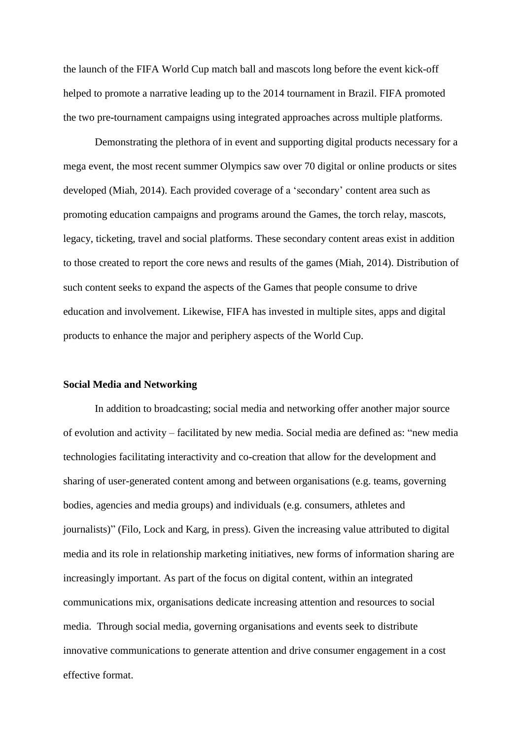the launch of the FIFA World Cup match ball and mascots long before the event kick-off helped to promote a narrative leading up to the 2014 tournament in Brazil. FIFA promoted the two pre-tournament campaigns using integrated approaches across multiple platforms.

Demonstrating the plethora of in event and supporting digital products necessary for a mega event, the most recent summer Olympics saw over 70 digital or online products or sites developed (Miah, 2014). Each provided coverage of a 'secondary' content area such as promoting education campaigns and programs around the Games, the torch relay, mascots, legacy, ticketing, travel and social platforms. These secondary content areas exist in addition to those created to report the core news and results of the games (Miah, 2014). Distribution of such content seeks to expand the aspects of the Games that people consume to drive education and involvement. Likewise, FIFA has invested in multiple sites, apps and digital products to enhance the major and periphery aspects of the World Cup.

**Social Media and Networking**

In addition to broadcasting; social media and networking offer another major source of evolution and activity – facilitated by new media. Social media are defined as: "new media technologies facilitating interactivity and co-creation that allow for the development and sharing of user-generated content among and between organisations (e.g. teams, governing bodies, agencies and media groups) and individuals (e.g. consumers, athletes and journalists)" (Filo, Lock and Karg, in press). Given the increasing value attributed to digital media and its role in relationship marketing initiatives, new forms of information sharing are increasingly important. As part of the focus on digital content, within an integrated communications mix, organisations dedicate increasing attention and resources to social media. Through social media, governing organisations and events seek to distribute innovative communications to generate attention and drive consumer engagement in a cost effective format.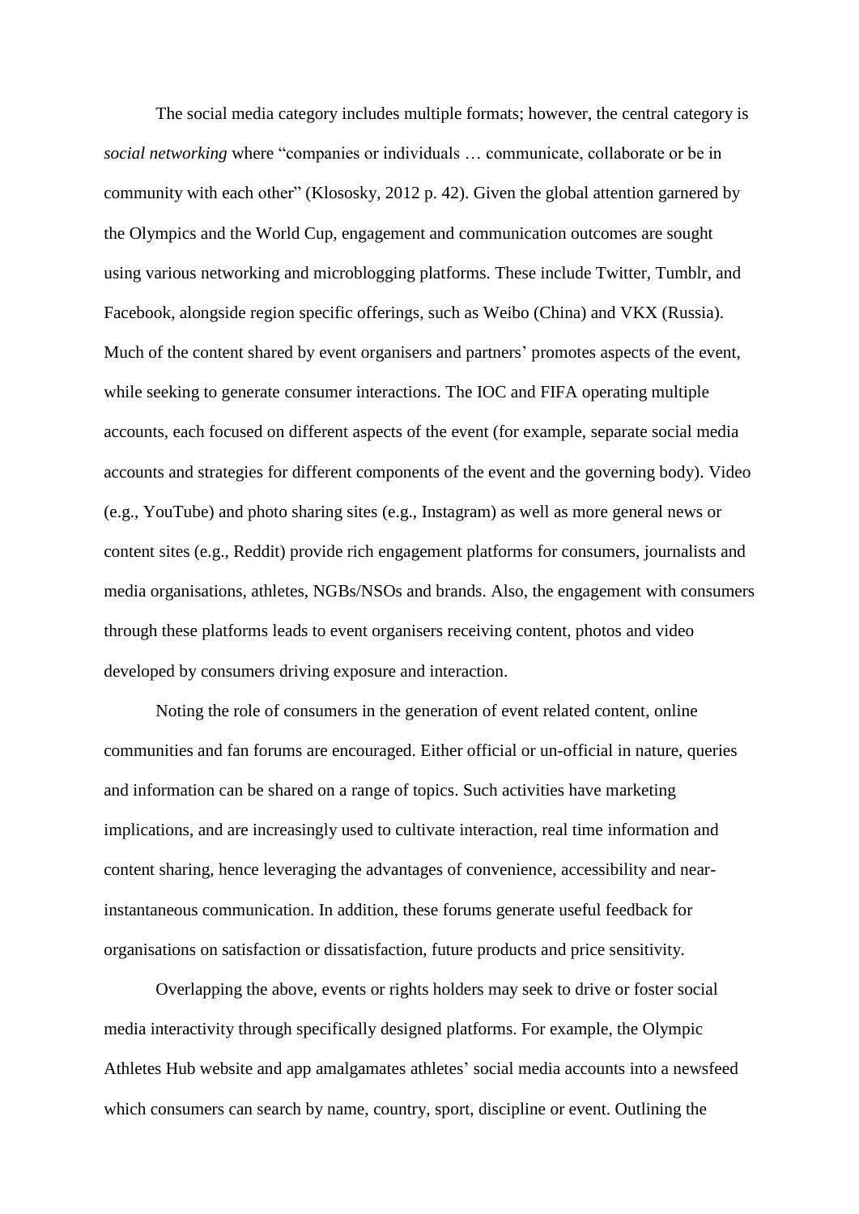The social media category includes multiple formats; however, the central category is *social networking* where "companies or individuals … communicate, collaborate or be in community with each other" (Klososky, 2012 p. 42). Given the global attention garnered by the Olympics and the World Cup, engagement and communication outcomes are sought using various networking and microblogging platforms. These include Twitter, Tumblr, and Facebook, alongside region specific offerings, such as Weibo (China) and VKX (Russia). Much of the content shared by event organisers and partners' promotes aspects of the event, while seeking to generate consumer interactions. The IOC and FIFA operating multiple accounts, each focused on different aspects of the event (for example, separate social media accounts and strategies for different components of the event and the governing body). Video (e.g., YouTube) and photo sharing sites (e.g., Instagram) as well as more general news or content sites (e.g., Reddit) provide rich engagement platforms for consumers, journalists and media organisations, athletes, NGBs/NSOs and brands. Also, the engagement with consumers through these platforms leads to event organisers receiving content, photos and video developed by consumers driving exposure and interaction.

Noting the role of consumers in the generation of event related content, online communities and fan forums are encouraged. Either official or un-official in nature, queries and information can be shared on a range of topics. Such activities have marketing implications, and are increasingly used to cultivate interaction, real time information and content sharing, hence leveraging the advantages of convenience, accessibility and near-instantaneous communication. In addition, these forums generate useful feedback for organisations on satisfaction or dissatisfaction, future products and price sensitivity.

Overlapping the above, events or rights holders may seek to drive or foster social media interactivity through specifically designed platforms. For example, the Olympic Athletes Hub website and app amalgamates athletes' social media accounts into a newsfeed which consumers can search by name, country, sport, discipline or event. Outlining the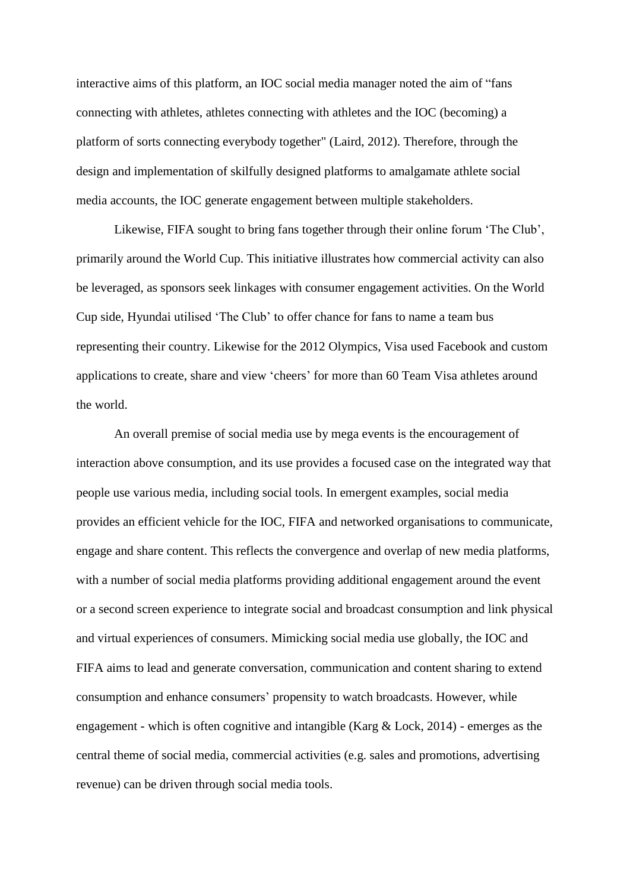interactive aims of this platform, an IOC social media manager noted the aim of "fans connecting with athletes, athletes connecting with athletes and the IOC (becoming) a platform of sorts connecting everybody together" (Laird, 2012). Therefore, through the design and implementation of skilfully designed platforms to amalgamate athlete social media accounts, the IOC generate engagement between multiple stakeholders.

Likewise, FIFA sought to bring fans together through their online forum 'The Club', primarily around the World Cup. This initiative illustrates how commercial activity can also be leveraged, as sponsors seek linkages with consumer engagement activities. On the World Cup side, Hyundai utilised 'The Club' to offer chance for fans to name a team bus representing their country. Likewise for the 2012 Olympics, Visa used Facebook and custom applications to create, share and view 'cheers' for more than 60 Team Visa athletes around the world.

An overall premise of social media use by mega events is the encouragement of interaction above consumption, and its use provides a focused case on the integrated way that people use various media, including social tools. In emergent examples, social media provides an efficient vehicle for the IOC, FIFA and networked organisations to communicate, engage and share content. This reflects the convergence and overlap of new media platforms, with a number of social media platforms providing additional engagement around the event or a second screen experience to integrate social and broadcast consumption and link physical and virtual experiences of consumers. Mimicking social media use globally, the IOC and FIFA aims to lead and generate conversation, communication and content sharing to extend consumption and enhance consumers' propensity to watch broadcasts. However, while engagement - which is often cognitive and intangible (Karg & Lock, 2014) - emerges as the central theme of social media, commercial activities (e.g. sales and promotions, advertising revenue) can be driven through social media tools.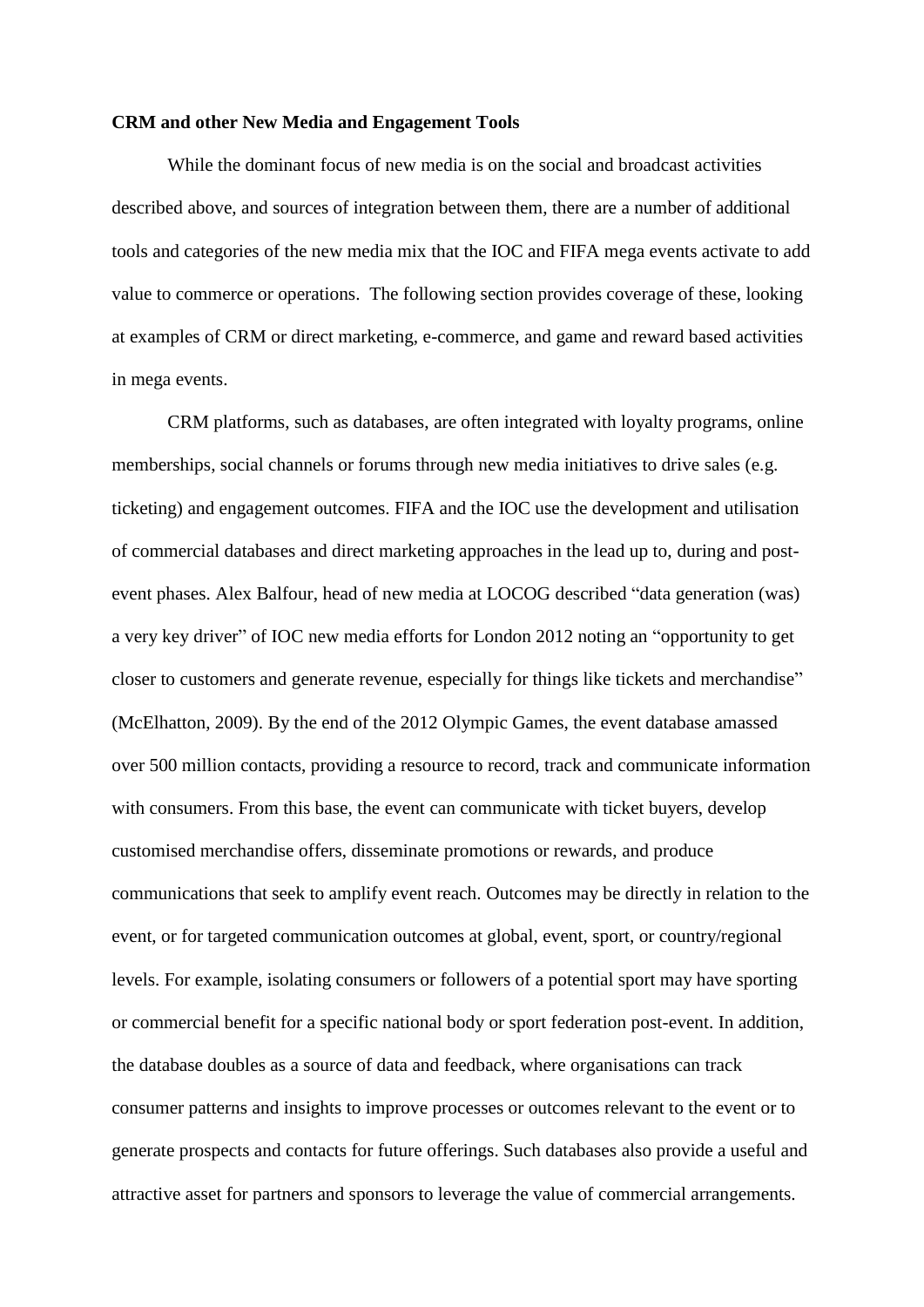**CRM and other New Media and Engagement Tools**

While the dominant focus of new media is on the social and broadcast activities described above, and sources of integration between them, there are a number of additional tools and categories of the new media mix that the IOC and FIFA mega events activate to add value to commerce or operations. The following section provides coverage of these, looking at examples of CRM or direct marketing, e-commerce, and game and reward based activities in mega events.

CRM platforms, such as databases, are often integrated with loyalty programs, online memberships, social channels or forums through new media initiatives to drive sales (e.g. ticketing) and engagement outcomes. FIFA and the IOC use the development and utilisation of commercial databases and direct marketing approaches in the lead up to, during and post-event phases. Alex Balfour, head of new media at LOCOG described "data generation (was) a very key driver" of IOC new media efforts for London 2012 noting an "opportunity to get closer to customers and generate revenue, especially for things like tickets and merchandise" (McElhatton, 2009). By the end of the 2012 Olympic Games, the event database amassed over 500 million contacts, providing a resource to record, track and communicate information with consumers. From this base, the event can communicate with ticket buyers, develop customised merchandise offers, disseminate promotions or rewards, and produce communications that seek to amplify event reach. Outcomes may be directly in relation to the event, or for targeted communication outcomes at global, event, sport, or country/regional levels. For example, isolating consumers or followers of a potential sport may have sporting or commercial benefit for a specific national body or sport federation post-event. In addition, the database doubles as a source of data and feedback, where organisations can track consumer patterns and insights to improve processes or outcomes relevant to the event or to generate prospects and contacts for future offerings. Such databases also provide a useful and attractive asset for partners and sponsors to leverage the value of commercial arrangements.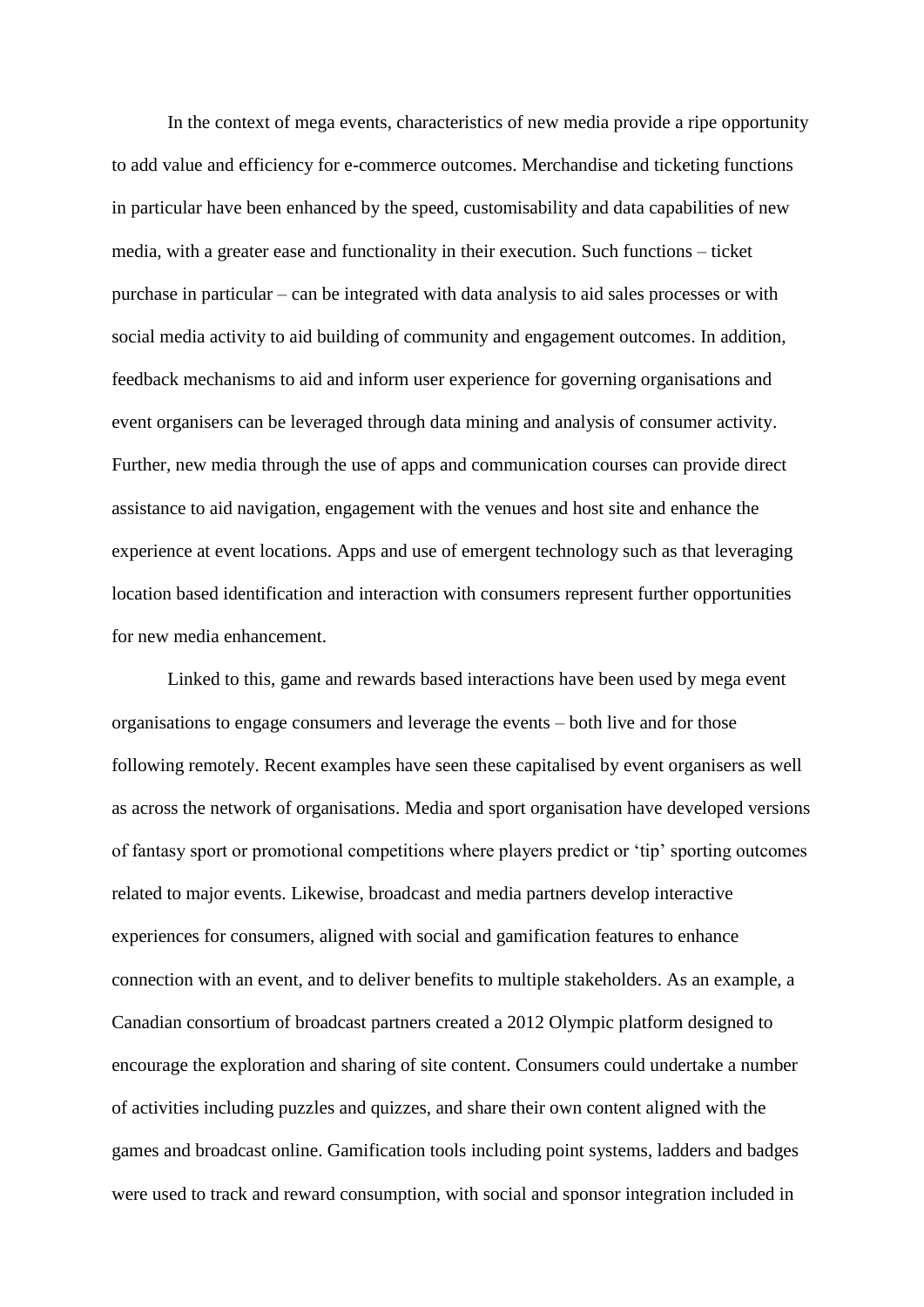In the context of mega events, characteristics of new media provide a ripe opportunity to add value and efficiency for e-commerce outcomes. Merchandise and ticketing functions in particular have been enhanced by the speed, customisability and data capabilities of new media, with a greater ease and functionality in their execution. Such functions – ticket purchase in particular – can be integrated with data analysis to aid sales processes or with social media activity to aid building of community and engagement outcomes. In addition, feedback mechanisms to aid and inform user experience for governing organisations and event organisers can be leveraged through data mining and analysis of consumer activity. Further, new media through the use of apps and communication courses can provide direct assistance to aid navigation, engagement with the venues and host site and enhance the experience at event locations. Apps and use of emergent technology such as that leveraging location based identification and interaction with consumers represent further opportunities for new media enhancement.

Linked to this, game and rewards based interactions have been used by mega event organisations to engage consumers and leverage the events – both live and for those following remotely. Recent examples have seen these capitalised by event organisers as well as across the network of organisations. Media and sport organisation have developed versions of fantasy sport or promotional competitions where players predict or 'tip' sporting outcomes related to major events. Likewise, broadcast and media partners develop interactive experiences for consumers, aligned with social and gamification features to enhance connection with an event, and to deliver benefits to multiple stakeholders. As an example, a Canadian consortium of broadcast partners created a 2012 Olympic platform designed to encourage the exploration and sharing of site content. Consumers could undertake a number of activities including puzzles and quizzes, and share their own content aligned with the games and broadcast online. Gamification tools including point systems, ladders and badges were used to track and reward consumption, with social and sponsor integration included in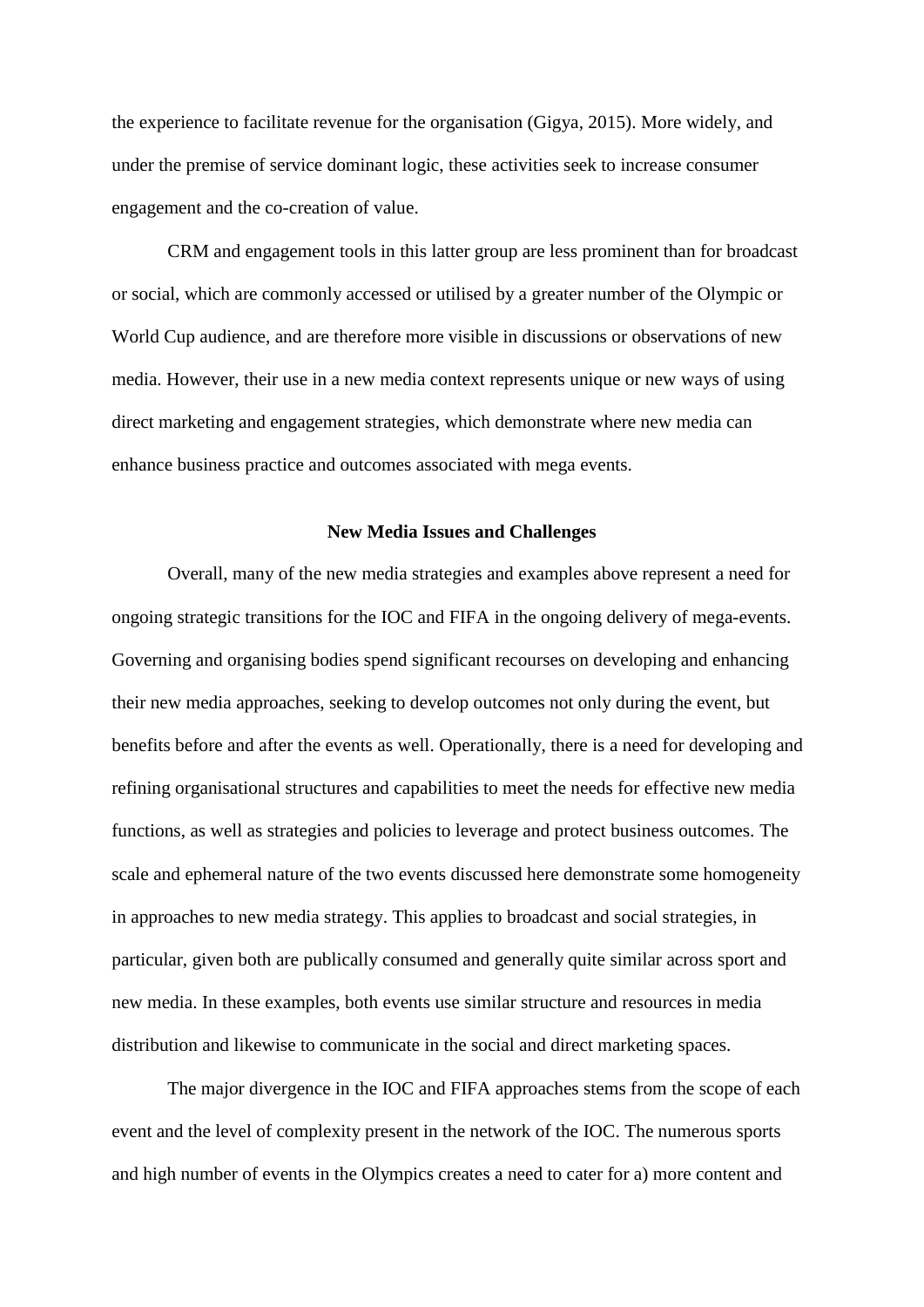the experience to facilitate revenue for the organisation (Gigya, 2015). More widely, and under the premise of service dominant logic, these activities seek to increase consumer engagement and the co-creation of value.

CRM and engagement tools in this latter group are less prominent than for broadcast or social, which are commonly accessed or utilised by a greater number of the Olympic or World Cup audience, and are therefore more visible in discussions or observations of new media. However, their use in a new media context represents unique or new ways of using direct marketing and engagement strategies, which demonstrate where new media can enhance business practice and outcomes associated with mega events.

## New Media Issues and Challenges

Overall, many of the new media strategies and examples above represent a need for ongoing strategic transitions for the IOC and FIFA in the ongoing delivery of mega-events. Governing and organising bodies spend significant recourses on developing and enhancing their new media approaches, seeking to develop outcomes not only during the event, but benefits before and after the events as well. Operationally, there is a need for developing and refining organisational structures and capabilities to meet the needs for effective new media functions, as well as strategies and policies to leverage and protect business outcomes. The scale and ephemeral nature of the two events discussed here demonstrate some homogeneity in approaches to new media strategy. This applies to broadcast and social strategies, in particular, given both are publically consumed and generally quite similar across sport and new media. In these examples, both events use similar structure and resources in media distribution and likewise to communicate in the social and direct marketing spaces.

The major divergence in the IOC and FIFA approaches stems from the scope of each event and the level of complexity present in the network of the IOC. The numerous sports and high number of events in the Olympics creates a need to cater for a) more content and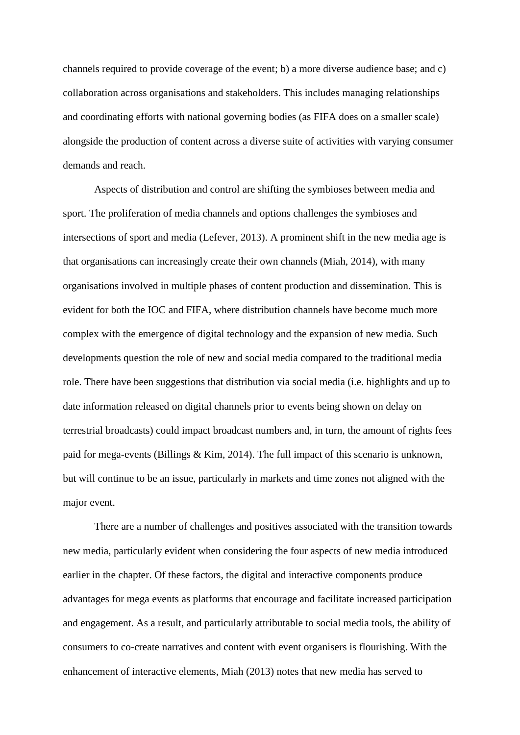channels required to provide coverage of the event; b) a more diverse audience base; and c) collaboration across organisations and stakeholders. This includes managing relationships and coordinating efforts with national governing bodies (as FIFA does on a smaller scale) alongside the production of content across a diverse suite of activities with varying consumer demands and reach.

Aspects of distribution and control are shifting the symbioses between media and sport. The proliferation of media channels and options challenges the symbioses and intersections of sport and media (Lefever, 2013). A prominent shift in the new media age is that organisations can increasingly create their own channels (Miah, 2014), with many organisations involved in multiple phases of content production and dissemination. This is evident for both the IOC and FIFA, where distribution channels have become much more complex with the emergence of digital technology and the expansion of new media. Such developments question the role of new and social media compared to the traditional media role. There have been suggestions that distribution via social media (i.e. highlights and up to date information released on digital channels prior to events being shown on delay on terrestrial broadcasts) could impact broadcast numbers and, in turn, the amount of rights fees paid for mega-events (Billings & Kim, 2014). The full impact of this scenario is unknown, but will continue to be an issue, particularly in markets and time zones not aligned with the major event.

There are a number of challenges and positives associated with the transition towards new media, particularly evident when considering the four aspects of new media introduced earlier in the chapter. Of these factors, the digital and interactive components produce advantages for mega events as platforms that encourage and facilitate increased participation and engagement. As a result, and particularly attributable to social media tools, the ability of consumers to co-create narratives and content with event organisers is flourishing. With the enhancement of interactive elements, Miah (2013) notes that new media has served to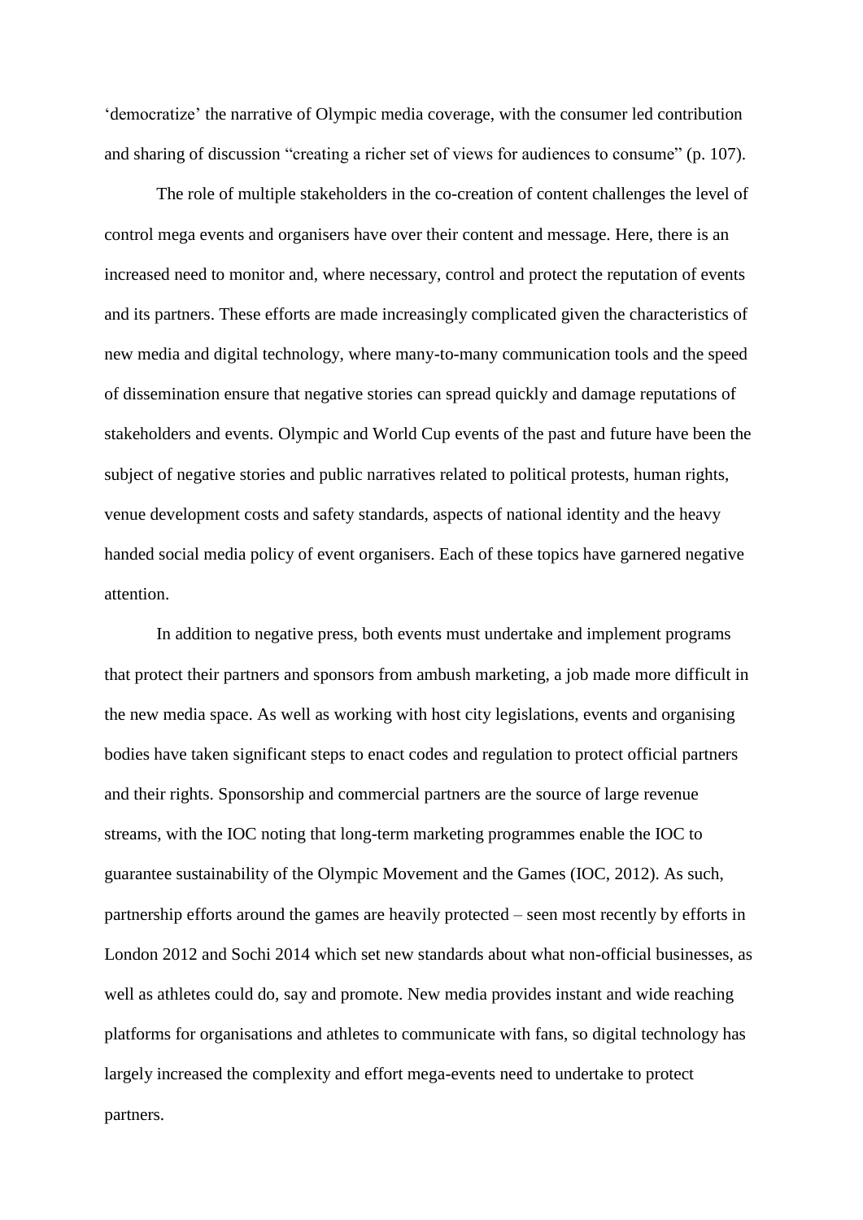'democratize' the narrative of Olympic media coverage, with the consumer led contribution and sharing of discussion "creating a richer set of views for audiences to consume" (p. 107).

The role of multiple stakeholders in the co-creation of content challenges the level of control mega events and organisers have over their content and message. Here, there is an increased need to monitor and, where necessary, control and protect the reputation of events and its partners. These efforts are made increasingly complicated given the characteristics of new media and digital technology, where many-to-many communication tools and the speed of dissemination ensure that negative stories can spread quickly and damage reputations of stakeholders and events. Olympic and World Cup events of the past and future have been the subject of negative stories and public narratives related to political protests, human rights, venue development costs and safety standards, aspects of national identity and the heavy handed social media policy of event organisers. Each of these topics have garnered negative attention.

In addition to negative press, both events must undertake and implement programs that protect their partners and sponsors from ambush marketing, a job made more difficult in the new media space. As well as working with host city legislations, events and organising bodies have taken significant steps to enact codes and regulation to protect official partners and their rights. Sponsorship and commercial partners are the source of large revenue streams, with the IOC noting that long-term marketing programmes enable the IOC to guarantee sustainability of the Olympic Movement and the Games (IOC, 2012). As such, partnership efforts around the games are heavily protected – seen most recently by efforts in London 2012 and Sochi 2014 which set new standards about what non-official businesses, as well as athletes could do, say and promote. New media provides instant and wide reaching platforms for organisations and athletes to communicate with fans, so digital technology has largely increased the complexity and effort mega-events need to undertake to protect partners.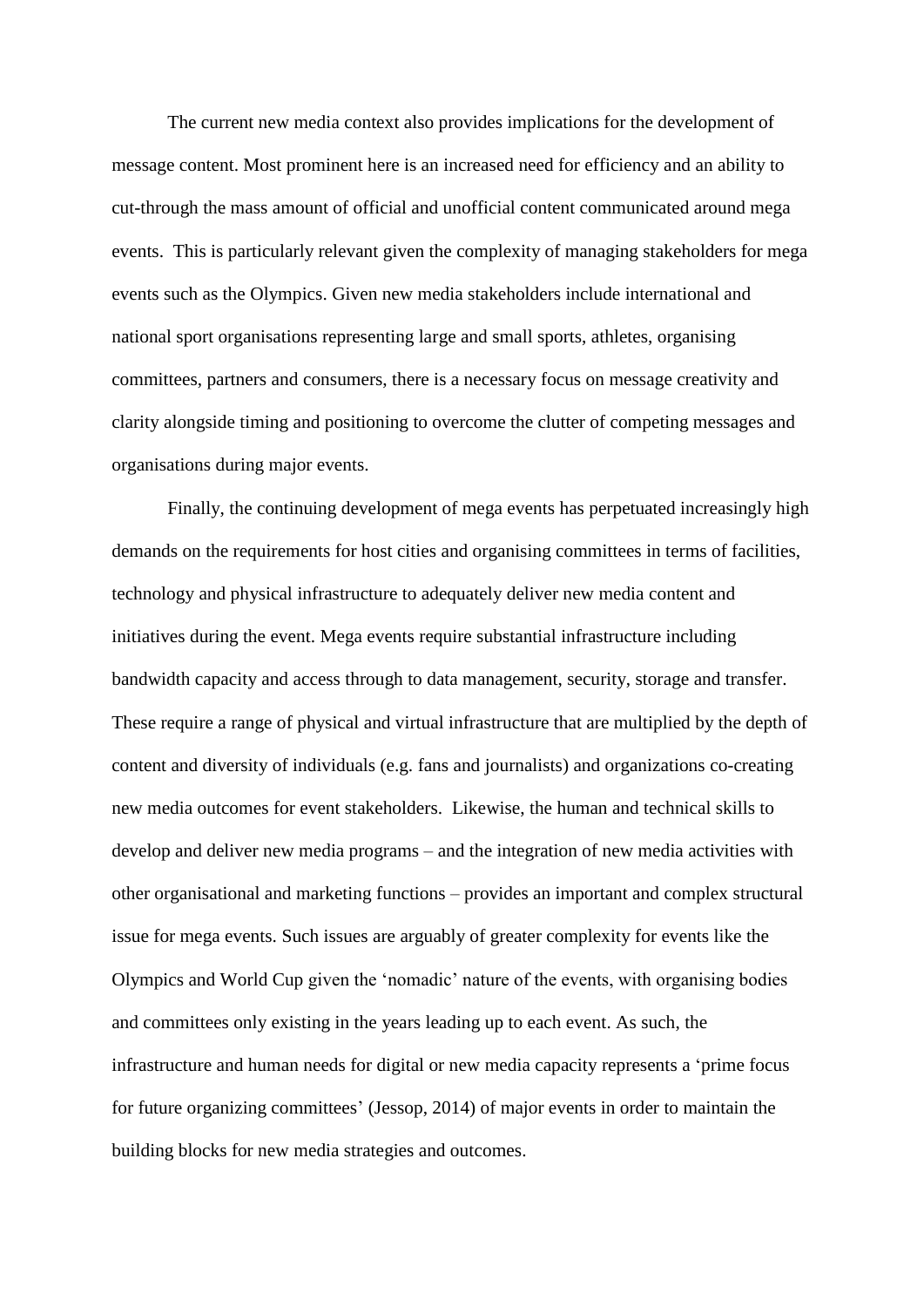The current new media context also provides implications for the development of message content. Most prominent here is an increased need for efficiency and an ability to cut-through the mass amount of official and unofficial content communicated around mega events. This is particularly relevant given the complexity of managing stakeholders for mega events such as the Olympics. Given new media stakeholders include international and national sport organisations representing large and small sports, athletes, organising committees, partners and consumers, there is a necessary focus on message creativity and clarity alongside timing and positioning to overcome the clutter of competing messages and organisations during major events.

Finally, the continuing development of mega events has perpetuated increasingly high demands on the requirements for host cities and organising committees in terms of facilities, technology and physical infrastructure to adequately deliver new media content and initiatives during the event. Mega events require substantial infrastructure including bandwidth capacity and access through to data management, security, storage and transfer. These require a range of physical and virtual infrastructure that are multiplied by the depth of content and diversity of individuals (e.g. fans and journalists) and organizations co-creating new media outcomes for event stakeholders. Likewise, the human and technical skills to develop and deliver new media programs – and the integration of new media activities with other organisational and marketing functions – provides an important and complex structural issue for mega events. Such issues are arguably of greater complexity for events like the Olympics and World Cup given the 'nomadic' nature of the events, with organising bodies and committees only existing in the years leading up to each event. As such, the infrastructure and human needs for digital or new media capacity represents a 'prime focus for future organizing committees' (Jessop, 2014) of major events in order to maintain the building blocks for new media strategies and outcomes.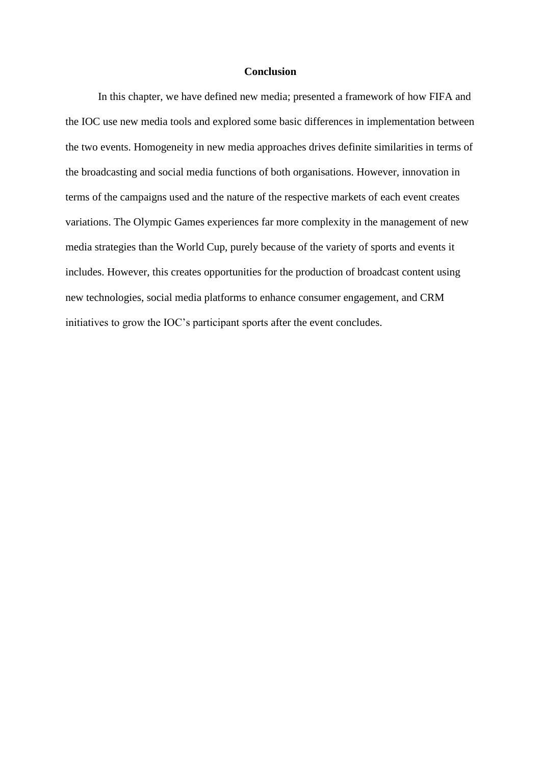## Conclusion

In this chapter, we have defined new media; presented a framework of how FIFA and the IOC use new media tools and explored some basic differences in implementation between the two events. Homogeneity in new media approaches drives definite similarities in terms of the broadcasting and social media functions of both organisations. However, innovation in terms of the campaigns used and the nature of the respective markets of each event creates variations. The Olympic Games experiences far more complexity in the management of new media strategies than the World Cup, purely because of the variety of sports and events it includes. However, this creates opportunities for the production of broadcast content using new technologies, social media platforms to enhance consumer engagement, and CRM initiatives to grow the IOC's participant sports after the event concludes.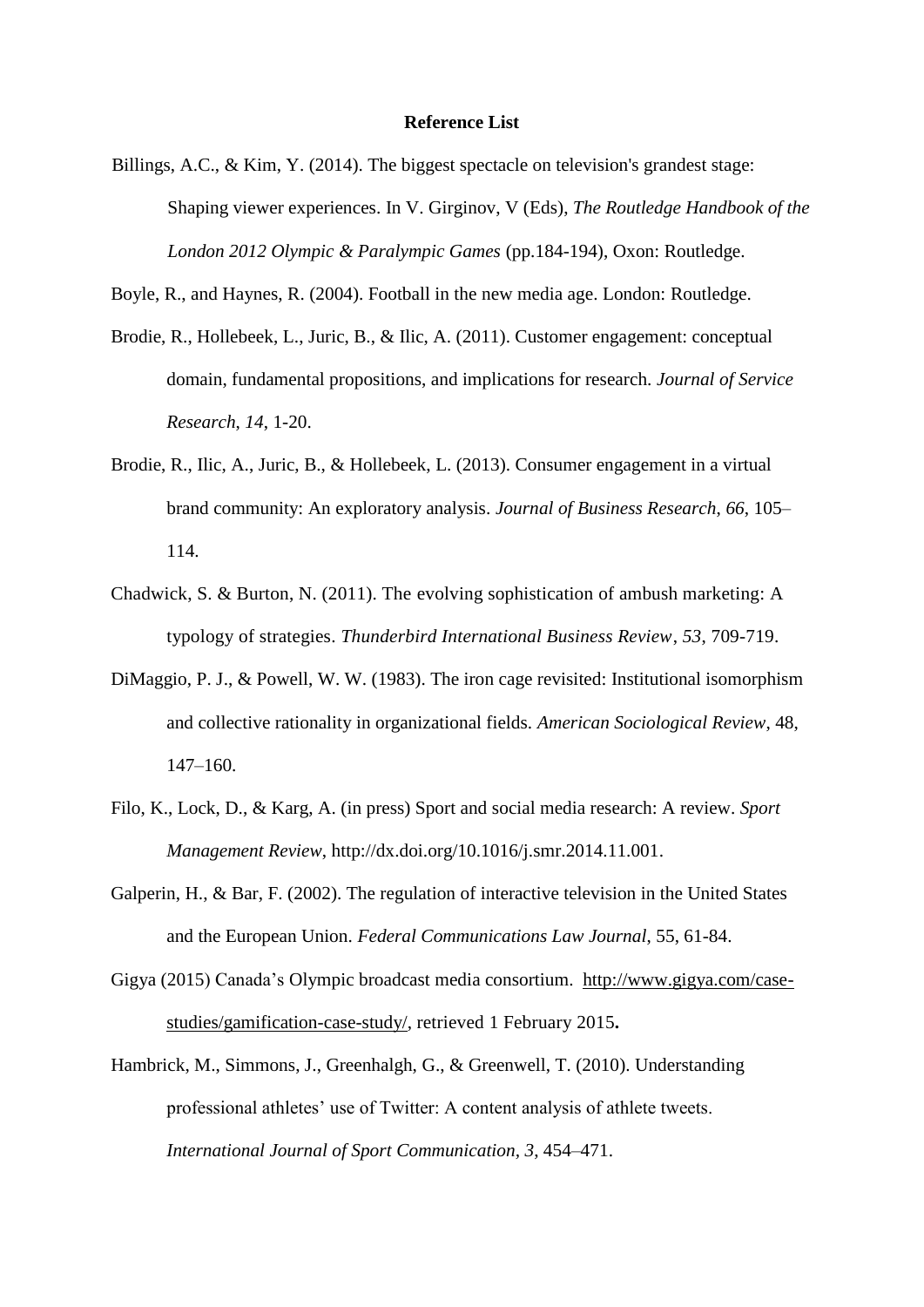**Reference List**

Billings, A.C., & Kim, Y. (2014). The biggest spectacle on television's grandest stage: Shaping viewer experiences. In V. Girginov, V (Eds), *The Routledge Handbook of the London 2012 Olympic & Paralympic Games* (pp.184-194), Oxon: Routledge.

Boyle, R., and Haynes, R. (2004). Football in the new media age. London: Routledge.

Brodie, R., Hollebeek, L., Juric, B., & Ilic, A. (2011). Customer engagement: conceptual domain, fundamental propositions, and implications for research. *Journal of Service Research, 14*, 1-20.

Brodie, R., Ilic, A., Juric, B., & Hollebeek, L. (2013). Consumer engagement in a virtual brand community: An exploratory analysis. *Journal of Business Research, 66*, 105–114.

Chadwick, S. & Burton, N. (2011). The evolving sophistication of ambush marketing: A typology of strategies. *Thunderbird International Business Review*, *53*, 709-719.

DiMaggio, P. J., & Powell, W. W. (1983). The iron cage revisited: Institutional isomorphism and collective rationality in organizational fields. *American Sociological Review*, 48, 147–160.

Filo, K., Lock, D., & Karg, A. (in press) Sport and social media research: A review. *Sport Management Review*, http://dx.doi.org/10.1016/j.smr.2014.11.001.

Galperin, H., & Bar, F. (2002). The regulation of interactive television in the United States and the European Union. *Federal Communications Law Journal*, 55, 61-84.

Gigya (2015) Canada's Olympic broadcast media consortium. http://www.gigya.com/case-studies/gamification-case-study/, retrieved 1 February 2015**.**

Hambrick, M., Simmons, J., Greenhalgh, G., & Greenwell, T. (2010). Understanding professional athletes' use of Twitter: A content analysis of athlete tweets. *International Journal of Sport Communication, 3*, 454–471.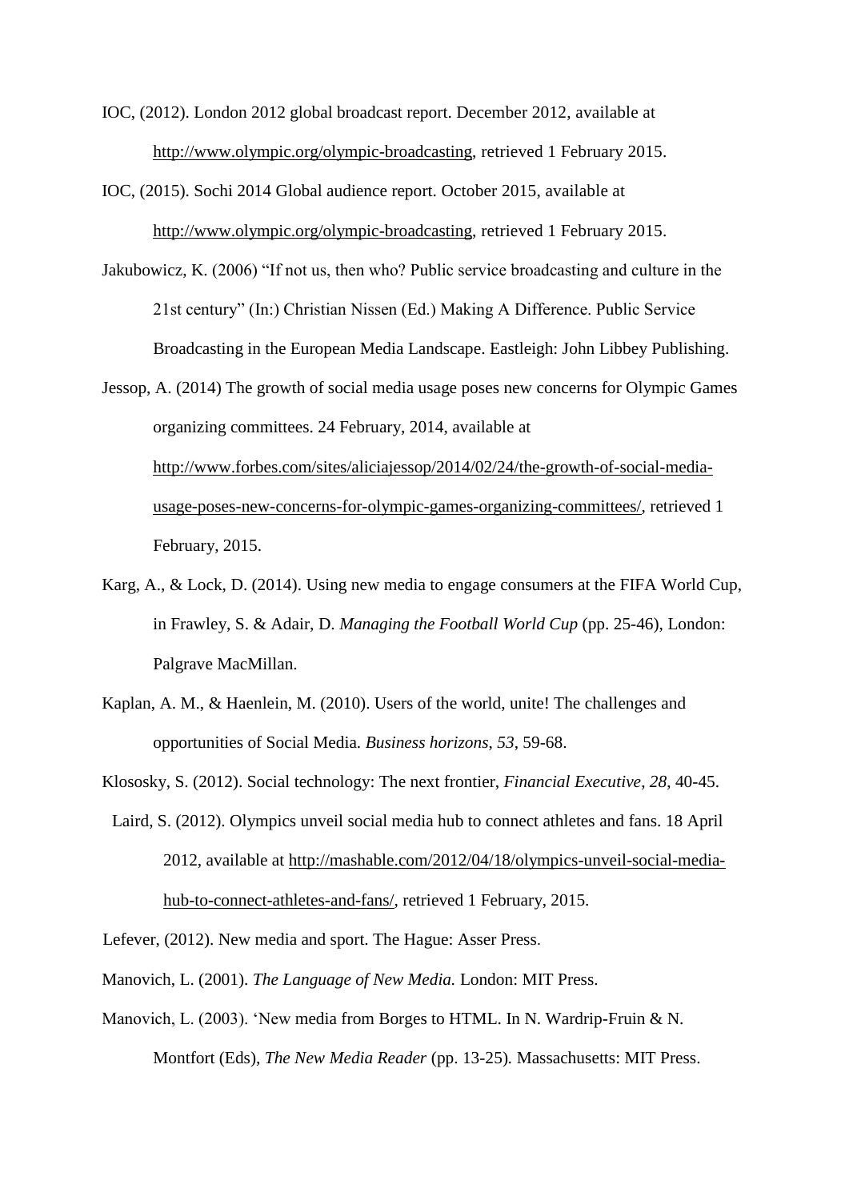IOC, (2012). London 2012 global broadcast report. December 2012, available at http://www.olympic.org/olympic-broadcasting, retrieved 1 February 2015.

IOC, (2015). Sochi 2014 Global audience report. October 2015, available at http://www.olympic.org/olympic-broadcasting, retrieved 1 February 2015.

Jakubowicz, K. (2006) "If not us, then who? Public service broadcasting and culture in the 21st century" (In:) Christian Nissen (Ed.) Making A Difference. Public Service Broadcasting in the European Media Landscape. Eastleigh: John Libbey Publishing.

Jessop, A. (2014) The growth of social media usage poses new concerns for Olympic Games organizing committees. 24 February, 2014, available at http://www.forbes.com/sites/aliciajessop/2014/02/24/the-growth-of-social-media-usage-poses-new-concerns-for-olympic-games-organizing-committees/, retrieved 1 February, 2015.

Karg, A., & Lock, D. (2014). Using new media to engage consumers at the FIFA World Cup, in Frawley, S. & Adair, D. *Managing the Football World Cup* (pp. 25-46), London: Palgrave MacMillan.

Kaplan, A. M., & Haenlein, M. (2010). Users of the world, unite! The challenges and opportunities of Social Media. *Business horizons*, *53*, 59-68.

Klososky, S. (2012). Social technology: The next frontier, *Financial Executive*, *28*, 40-45.

Laird, S. (2012). Olympics unveil social media hub to connect athletes and fans. 18 April 2012, available at http://mashable.com/2012/04/18/olympics-unveil-social-media-hub-to-connect-athletes-and-fans/, retrieved 1 February, 2015.

Lefever, (2012). New media and sport. The Hague: Asser Press.

Manovich, L. (2001). *The Language of New Media.* London: MIT Press.

Manovich, L. (2003). 'New media from Borges to HTML. In N. Wardrip-Fruin & N. Montfort (Eds), *The New Media Reader* (pp. 13-25)*.* Massachusetts: MIT Press.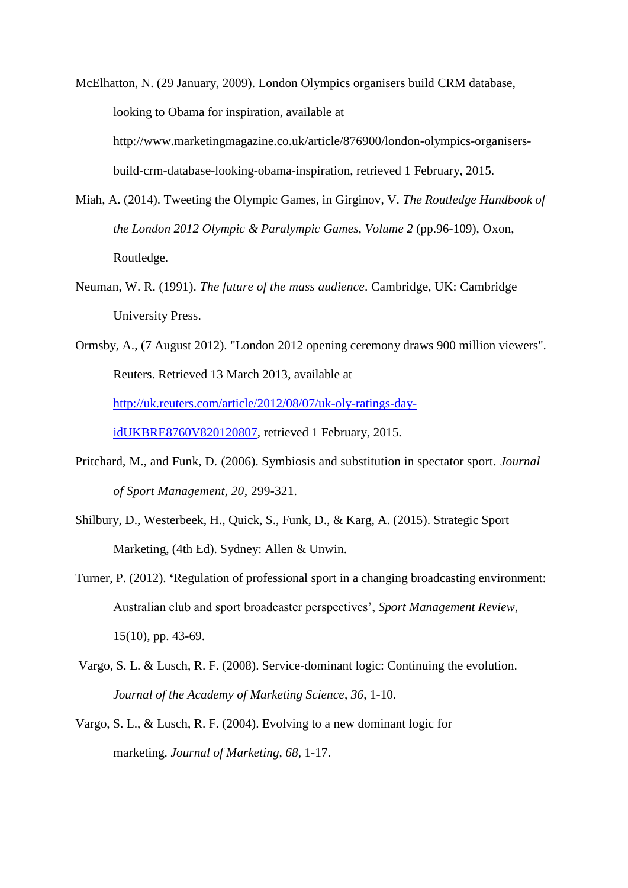McElhatton, N. (29 January, 2009). London Olympics organisers build CRM database, looking to Obama for inspiration, available at http://www.marketingmagazine.co.uk/article/876900/london-olympics-organisers-build-crm-database-looking-obama-inspiration, retrieved 1 February, 2015.

Miah, A. (2014). Tweeting the Olympic Games, in Girginov, V. *The Routledge Handbook of the London 2012 Olympic & Paralympic Games, Volume 2* (pp.96-109), Oxon, Routledge.

Neuman, W. R. (1991). *The future of the mass audience*. Cambridge, UK: Cambridge University Press.

Ormsby, A., (7 August 2012). "London 2012 opening ceremony draws 900 million viewers". Reuters. Retrieved 13 March 2013, available at [http://uk.reuters.com/article/2012/08/07/uk-oly-ratings-day-idUKBRE8760V820120807](http://uk.reuters.com/article/2012/08/07/uk-oly-ratings-day-idUKBRE8760V820120807), retrieved 1 February, 2015.

Pritchard, M., and Funk, D. (2006). Symbiosis and substitution in spectator sport. *Journal of Sport Management, 20*, 299-321.

Shilbury, D., Westerbeek, H., Quick, S., Funk, D., & Karg, A. (2015). Strategic Sport Marketing, (4th Ed). Sydney: Allen & Unwin.

Turner, P. (2012). 'Regulation of professional sport in a changing broadcasting environment: Australian club and sport broadcaster perspectives', *Sport Management Review*, 15(10), pp. 43-69.

Vargo, S. L. & Lusch, R. F. (2008). Service-dominant logic: Continuing the evolution. *Journal of the Academy of Marketing Science*, *36*, 1-10.

Vargo, S. L., & Lusch, R. F. (2004). Evolving to a new dominant logic for marketing. *Journal of Marketing*, *68*, 1-17.